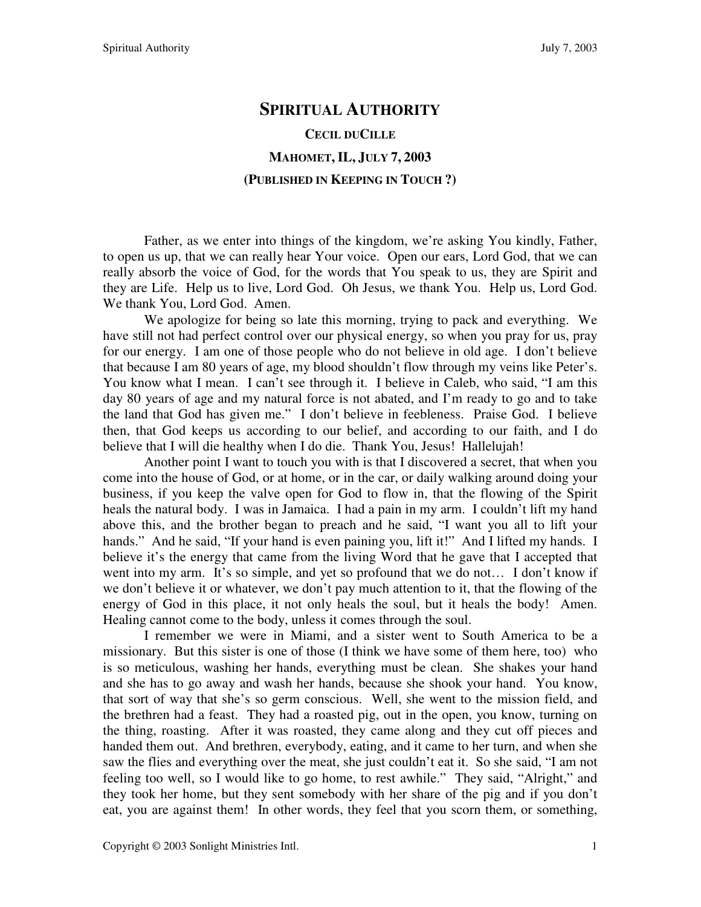# SPIRITUAL AUTHORITY

### CECIL DUCILLE

### MAHOMET, IL, JULY 7, 2003

### (PUBLISHED IN KEEPING IN TOUCH ?)

Father, as we enter into things of the kingdom, we're asking You kindly, Father, to open us up, that we can really hear Your voice. Open our ears, Lord God, that we can really absorb the voice of God, for the words that You speak to us, they are Spirit and they are Life. Help us to live, Lord God. Oh Jesus, we thank You. Help us, Lord God. We thank You, Lord God. Amen.

We apologize for being so late this morning, trying to pack and everything. We have still not had perfect control over our physical energy, so when you pray for us, pray for our energy. I am one of those people who do not believe in old age. I don't believe that because I am 80 years of age, my blood shouldn't flow through my veins like Peter's. You know what I mean. I can't see through it. I believe in Caleb, who said, "I am this day 80 years of age and my natural force is not abated, and I'm ready to go and to take the land that God has given me." I don't believe in feebleness. Praise God. I believe then, that God keeps us according to our belief, and according to our faith, and I do believe that I will die healthy when I do die. Thank You, Jesus! Hallelujah!

Another point I want to touch you with is that I discovered a secret, that when you come into the house of God, or at home, or in the car, or daily walking around doing your business, if you keep the valve open for God to flow in, that the flowing of the Spirit heals the natural body. I was in Jamaica. I had a pain in my arm. I couldn't lift my hand above this, and the brother began to preach and he said, "I want you all to lift your hands." And he said, "If your hand is even paining you, lift it!" And I lifted my hands. I believe it's the energy that came from the living Word that he gave that I accepted that went into my arm. It's so simple, and yet so profound that we do not… I don't know if we don't believe it or whatever, we don't pay much attention to it, that the flowing of the energy of God in this place, it not only heals the soul, but it heals the body! Amen. Healing cannot come to the body, unless it comes through the soul.

I remember we were in Miami, and a sister went to South America to be a missionary. But this sister is one of those (I think we have some of them here, too) who is so meticulous, washing her hands, everything must be clean. She shakes your hand and she has to go away and wash her hands, because she shook your hand. You know, that sort of way that she's so germ conscious. Well, she went to the mission field, and the brethren had a feast. They had a roasted pig, out in the open, you know, turning on the thing, roasting. After it was roasted, they came along and they cut off pieces and handed them out. And brethren, everybody, eating, and it came to her turn, and when she saw the flies and everything over the meat, she just couldn't eat it. So she said, "I am not feeling too well, so I would like to go home, to rest awhile." They said, "Alright," and they took her home, but they sent somebody with her share of the pig and if you don't eat, you are against them! In other words, they feel that you scorn them, or something,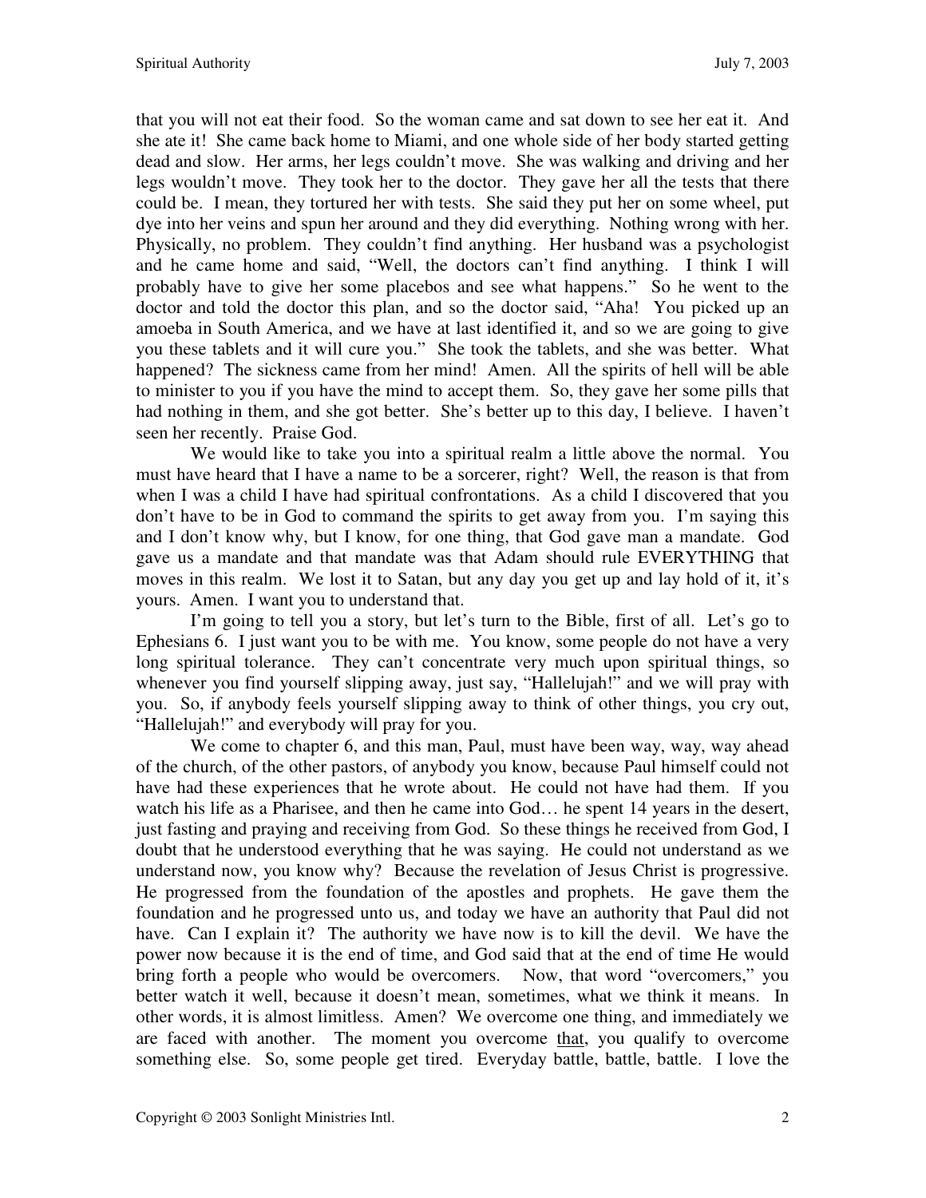that you will not eat their food. So the woman came and sat down to see her eat it. And she ate it! She came back home to Miami, and one whole side of her body started getting dead and slow. Her arms, her legs couldn't move. She was walking and driving and her legs wouldn't move. They took her to the doctor. They gave her all the tests that there could be. I mean, they tortured her with tests. She said they put her on some wheel, put dye into her veins and spun her around and they did everything. Nothing wrong with her. Physically, no problem. They couldn't find anything. Her husband was a psychologist and he came home and said, "Well, the doctors can't find anything. I think I will probably have to give her some placebos and see what happens." So he went to the doctor and told the doctor this plan, and so the doctor said, "Aha! You picked up an amoeba in South America, and we have at last identified it, and so we are going to give you these tablets and it will cure you." She took the tablets, and she was better. What happened? The sickness came from her mind! Amen. All the spirits of hell will be able to minister to you if you have the mind to accept them. So, they gave her some pills that had nothing in them, and she got better. She's better up to this day, I believe. I haven't seen her recently. Praise God.

We would like to take you into a spiritual realm a little above the normal. You must have heard that I have a name to be a sorcerer, right? Well, the reason is that from when I was a child I have had spiritual confrontations. As a child I discovered that you don't have to be in God to command the spirits to get away from you. I'm saying this and I don't know why, but I know, for one thing, that God gave man a mandate. God gave us a mandate and that mandate was that Adam should rule EVERYTHING that moves in this realm. We lost it to Satan, but any day you get up and lay hold of it, it's yours. Amen. I want you to understand that.

I'm going to tell you a story, but let's turn to the Bible, first of all. Let's go to Ephesians 6. I just want you to be with me. You know, some people do not have a very long spiritual tolerance. They can't concentrate very much upon spiritual things, so whenever you find yourself slipping away, just say, "Hallelujah!" and we will pray with you. So, if anybody feels yourself slipping away to think of other things, you cry out, "Hallelujah!" and everybody will pray for you.

We come to chapter 6, and this man, Paul, must have been way, way, way ahead of the church, of the other pastors, of anybody you know, because Paul himself could not have had these experiences that he wrote about. He could not have had them. If you watch his life as a Pharisee, and then he came into God… he spent 14 years in the desert, just fasting and praying and receiving from God. So these things he received from God, I doubt that he understood everything that he was saying. He could not understand as we understand now, you know why? Because the revelation of Jesus Christ is progressive. He progressed from the foundation of the apostles and prophets. He gave them the foundation and he progressed unto us, and today we have an authority that Paul did not have. Can I explain it? The authority we have now is to kill the devil. We have the power now because it is the end of time, and God said that at the end of time He would bring forth a people who would be overcomers. Now, that word "overcomers," you better watch it well, because it doesn't mean, sometimes, what we think it means. In other words, it is almost limitless. Amen? We overcome one thing, and immediately we are faced with another. The moment you overcome <u>that</u>, you qualify to overcome something else. So, some people get tired. Everyday battle, battle, battle. I love the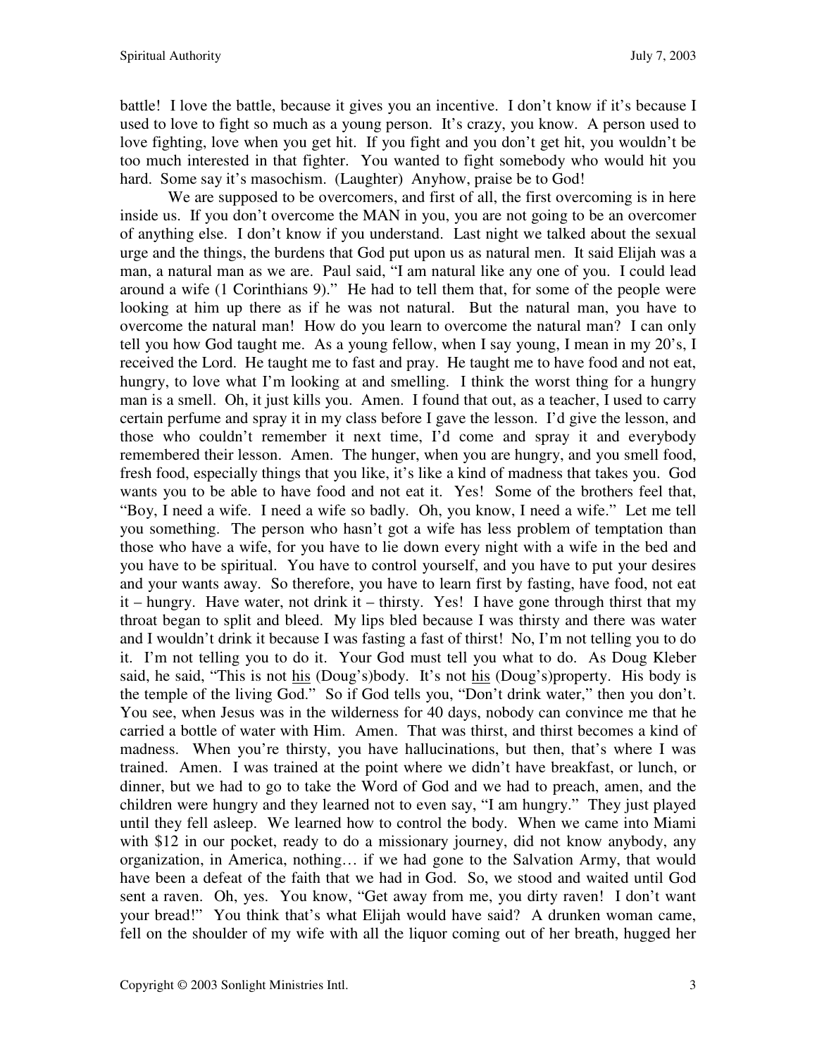battle! I love the battle, because it gives you an incentive. I don't know if it's because I used to love to fight so much as a young person. It's crazy, you know. A person used to love fighting, love when you get hit. If you fight and you don't get hit, you wouldn't be too much interested in that fighter. You wanted to fight somebody who would hit you hard. Some say it's masochism. (Laughter) Anyhow, praise be to God!

We are supposed to be overcomers, and first of all, the first overcoming is in here inside us. If you don't overcome the MAN in you, you are not going to be an overcomer of anything else. I don't know if you understand. Last night we talked about the sexual urge and the things, the burdens that God put upon us as natural men. It said Elijah was a man, a natural man as we are. Paul said, "I am natural like any one of you. I could lead around a wife (1 Corinthians 9)." He had to tell them that, for some of the people were looking at him up there as if he was not natural. But the natural man, you have to overcome the natural man! How do you learn to overcome the natural man? I can only tell you how God taught me. As a young fellow, when I say young, I mean in my 20's, I received the Lord. He taught me to fast and pray. He taught me to have food and not eat, hungry, to love what I'm looking at and smelling. I think the worst thing for a hungry man is a smell. Oh, it just kills you. Amen. I found that out, as a teacher, I used to carry certain perfume and spray it in my class before I gave the lesson. I'd give the lesson, and those who couldn't remember it next time, I'd come and spray it and everybody remembered their lesson. Amen. The hunger, when you are hungry, and you smell food, fresh food, especially things that you like, it's like a kind of madness that takes you. God wants you to be able to have food and not eat it. Yes! Some of the brothers feel that, "Boy, I need a wife. I need a wife so badly. Oh, you know, I need a wife." Let me tell you something. The person who hasn't got a wife has less problem of temptation than those who have a wife, for you have to lie down every night with a wife in the bed and you have to be spiritual. You have to control yourself, and you have to put your desires and your wants away. So therefore, you have to learn first by fasting, have food, not eat it – hungry. Have water, not drink it – thirsty. Yes! I have gone through thirst that my throat began to split and bleed. My lips bled because I was thirsty and there was water and I wouldn't drink it because I was fasting a fast of thirst! No, I'm not telling you to do it. I'm not telling you to do it. Your God must tell you what to do. As Doug Kleber said, he said, "This is not his (Doug's)body. It's not his (Doug's)property. His body is the temple of the living God." So if God tells you, "Don't drink water," then you don't. You see, when Jesus was in the wilderness for 40 days, nobody can convince me that he carried a bottle of water with Him. Amen. That was thirst, and thirst becomes a kind of madness. When you're thirsty, you have hallucinations, but then, that's where I was trained. Amen. I was trained at the point where we didn't have breakfast, or lunch, or dinner, but we had to go to take the Word of God and we had to preach, amen, and the children were hungry and they learned not to even say, "I am hungry." They just played until they fell asleep. We learned how to control the body. When we came into Miami with $12 in our pocket, ready to do a missionary journey, did not know anybody, any organization, in America, nothing… if we had gone to the Salvation Army, that would have been a defeat of the faith that we had in God. So, we stood and waited until God sent a raven. Oh, yes. You know, "Get away from me, you dirty raven! I don't want your bread!" You think that's what Elijah would have said? A drunken woman came, fell on the shoulder of my wife with all the liquor coming out of her breath, hugged her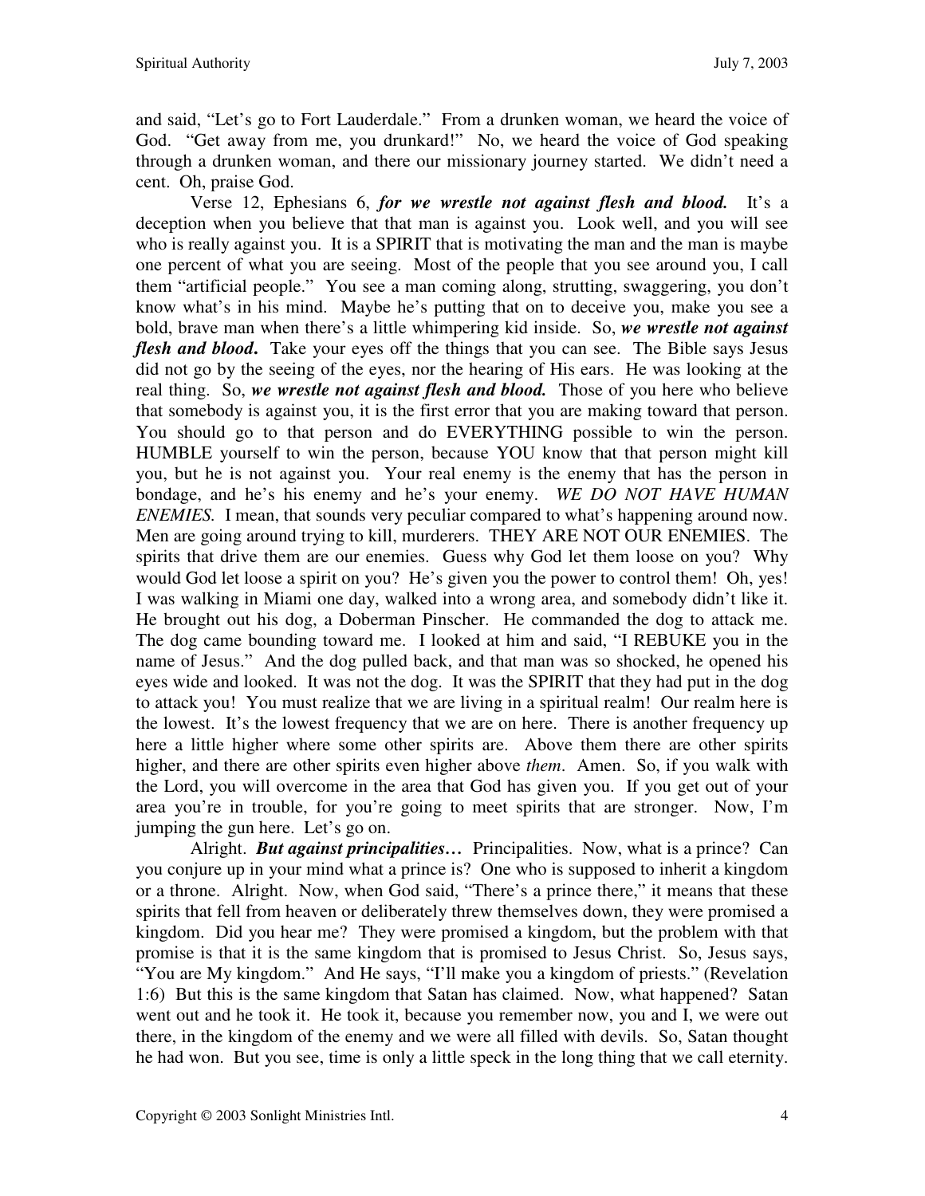and said, "Let's go to Fort Lauderdale." From a drunken woman, we heard the voice of God. "Get away from me, you drunkard!" No, we heard the voice of God speaking through a drunken woman, and there our missionary journey started. We didn't need a cent. Oh, praise God.

Verse 12, Ephesians 6, ***for we wrestle not against flesh and blood.*** It's a deception when you believe that that man is against you. Look well, and you will see who is really against you. It is a SPIRIT that is motivating the man and the man is maybe one percent of what you are seeing. Most of the people that you see around you, I call them "artificial people." You see a man coming along, strutting, swaggering, you don't know what's in his mind. Maybe he's putting that on to deceive you, make you see a bold, brave man when there's a little whimpering kid inside. So, ***we wrestle not against flesh and blood***. Take your eyes off the things that you can see. The Bible says Jesus did not go by the seeing of the eyes, nor the hearing of His ears. He was looking at the real thing. So, ***we wrestle not against flesh and blood.*** Those of you here who believe that somebody is against you, it is the first error that you are making toward that person. You should go to that person and do EVERYTHING possible to win the person. HUMBLE yourself to win the person, because YOU know that that person might kill you, but he is not against you. Your real enemy is the enemy that has the person in bondage, and he's his enemy and he's your enemy. *WE DO NOT HAVE HUMAN ENEMIES.* I mean, that sounds very peculiar compared to what's happening around now. Men are going around trying to kill, murderers. THEY ARE NOT OUR ENEMIES. The spirits that drive them are our enemies. Guess why God let them loose on you? Why would God let loose a spirit on you? He's given you the power to control them! Oh, yes! I was walking in Miami one day, walked into a wrong area, and somebody didn't like it. He brought out his dog, a Doberman Pinscher. He commanded the dog to attack me. The dog came bounding toward me. I looked at him and said, "I REBUKE you in the name of Jesus." And the dog pulled back, and that man was so shocked, he opened his eyes wide and looked. It was not the dog. It was the SPIRIT that they had put in the dog to attack you! You must realize that we are living in a spiritual realm! Our realm here is the lowest. It's the lowest frequency that we are on here. There is another frequency up here a little higher where some other spirits are. Above them there are other spirits higher, and there are other spirits even higher above *them*. Amen. So, if you walk with the Lord, you will overcome in the area that God has given you. If you get out of your area you're in trouble, for you're going to meet spirits that are stronger. Now, I'm jumping the gun here. Let's go on.

Alright. ***But against principalities…*** Principalities. Now, what is a prince? Can you conjure up in your mind what a prince is? One who is supposed to inherit a kingdom or a throne. Alright. Now, when God said, "There's a prince there," it means that these spirits that fell from heaven or deliberately threw themselves down, they were promised a kingdom. Did you hear me? They were promised a kingdom, but the problem with that promise is that it is the same kingdom that is promised to Jesus Christ. So, Jesus says, "You are My kingdom." And He says, "I'll make you a kingdom of priests." (Revelation 1:6) But this is the same kingdom that Satan has claimed. Now, what happened? Satan went out and he took it. He took it, because you remember now, you and I, we were out there, in the kingdom of the enemy and we were all filled with devils. So, Satan thought he had won. But you see, time is only a little speck in the long thing that we call eternity.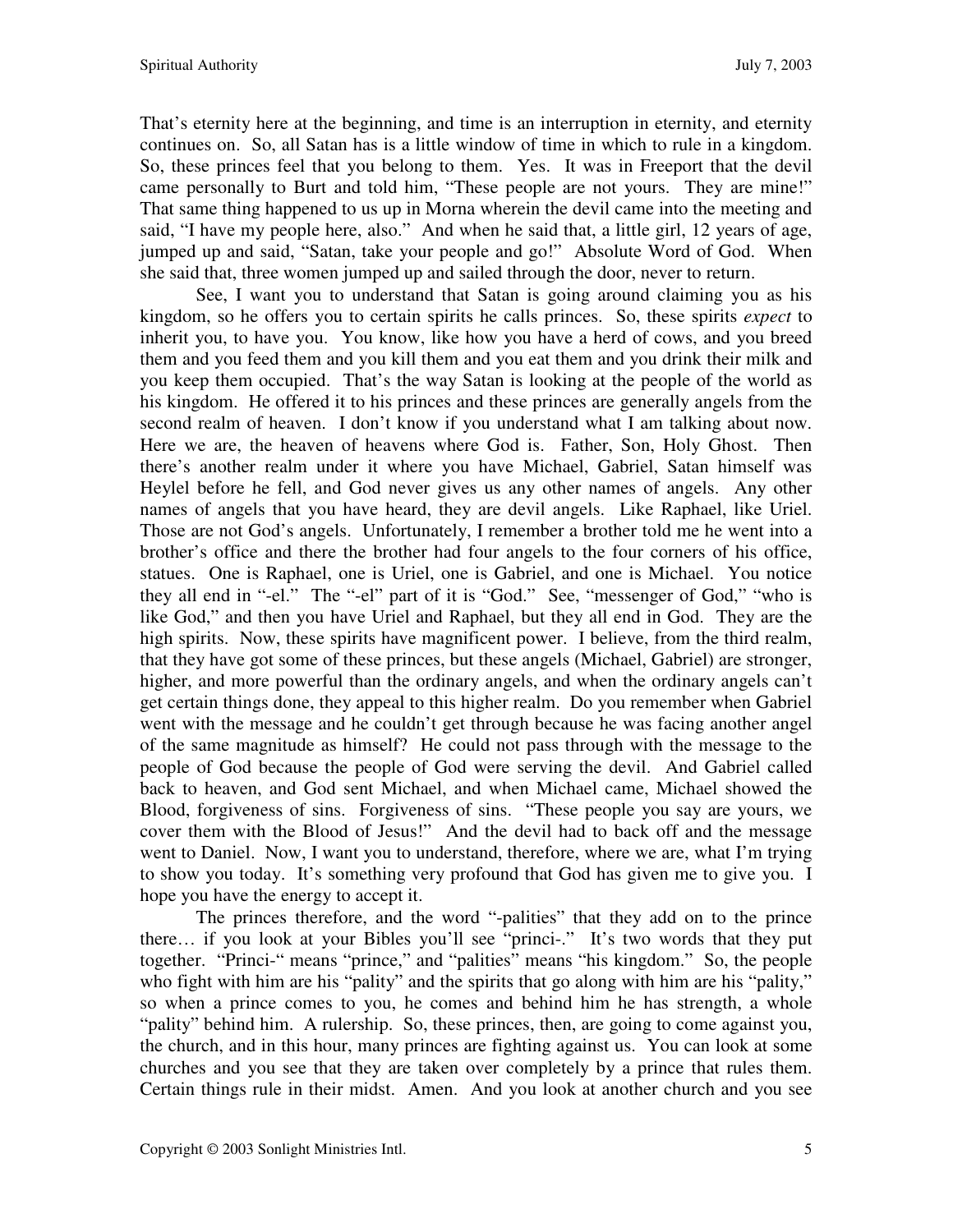That's eternity here at the beginning, and time is an interruption in eternity, and eternity continues on. So, all Satan has is a little window of time in which to rule in a kingdom. So, these princes feel that you belong to them. Yes. It was in Freeport that the devil came personally to Burt and told him, "These people are not yours. They are mine!" That same thing happened to us up in Morna wherein the devil came into the meeting and said, "I have my people here, also." And when he said that, a little girl, 12 years of age, jumped up and said, "Satan, take your people and go!" Absolute Word of God. When she said that, three women jumped up and sailed through the door, never to return.

See, I want you to understand that Satan is going around claiming you as his kingdom, so he offers you to certain spirits he calls princes. So, these spirits *expect* to inherit you, to have you. You know, like how you have a herd of cows, and you breed them and you feed them and you kill them and you eat them and you drink their milk and you keep them occupied. That's the way Satan is looking at the people of the world as his kingdom. He offered it to his princes and these princes are generally angels from the second realm of heaven. I don't know if you understand what I am talking about now. Here we are, the heaven of heavens where God is. Father, Son, Holy Ghost. Then there's another realm under it where you have Michael, Gabriel, Satan himself was Heylel before he fell, and God never gives us any other names of angels. Any other names of angels that you have heard, they are devil angels. Like Raphael, like Uriel. Those are not God's angels. Unfortunately, I remember a brother told me he went into a brother's office and there the brother had four angels to the four corners of his office, statues. One is Raphael, one is Uriel, one is Gabriel, and one is Michael. You notice they all end in "-el." The "-el" part of it is "God." See, "messenger of God," "who is like God," and then you have Uriel and Raphael, but they all end in God. They are the high spirits. Now, these spirits have magnificent power. I believe, from the third realm, that they have got some of these princes, but these angels (Michael, Gabriel) are stronger, higher, and more powerful than the ordinary angels, and when the ordinary angels can't get certain things done, they appeal to this higher realm. Do you remember when Gabriel went with the message and he couldn't get through because he was facing another angel of the same magnitude as himself? He could not pass through with the message to the people of God because the people of God were serving the devil. And Gabriel called back to heaven, and God sent Michael, and when Michael came, Michael showed the Blood, forgiveness of sins. Forgiveness of sins. "These people you say are yours, we cover them with the Blood of Jesus!" And the devil had to back off and the message went to Daniel. Now, I want you to understand, therefore, where we are, what I'm trying to show you today. It's something very profound that God has given me to give you. I hope you have the energy to accept it.

The princes therefore, and the word "-palities" that they add on to the prince there… if you look at your Bibles you'll see "princi-." It's two words that they put together. "Princi-" means "prince," and "palities" means "his kingdom." So, the people who fight with him are his "pality" and the spirits that go along with him are his "pality," so when a prince comes to you, he comes and behind him he has strength, a whole "pality" behind him. A rulership. So, these princes, then, are going to come against you, the church, and in this hour, many princes are fighting against us. You can look at some churches and you see that they are taken over completely by a prince that rules them. Certain things rule in their midst. Amen. And you look at another church and you see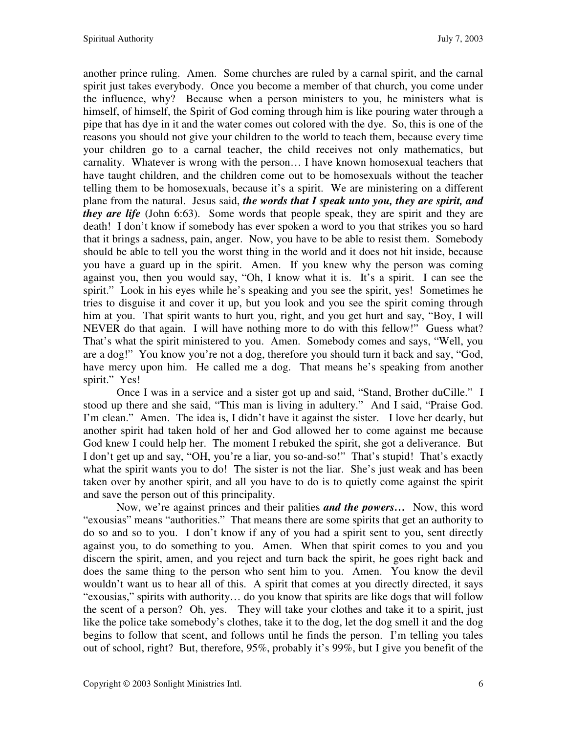another prince ruling. Amen. Some churches are ruled by a carnal spirit, and the carnal spirit just takes everybody. Once you become a member of that church, you come under the influence, why? Because when a person ministers to you, he ministers what is himself, of himself, the Spirit of God coming through him is like pouring water through a pipe that has dye in it and the water comes out colored with the dye. So, this is one of the reasons you should not give your children to the world to teach them, because every time your children go to a carnal teacher, the child receives not only mathematics, but carnality. Whatever is wrong with the person… I have known homosexual teachers that have taught children, and the children come out to be homosexuals without the teacher telling them to be homosexuals, because it's a spirit. We are ministering on a different plane from the natural. Jesus said, ***the words that I speak unto you, they are spirit, and they are life*** (John 6:63). Some words that people speak, they are spirit and they are death! I don't know if somebody has ever spoken a word to you that strikes you so hard that it brings a sadness, pain, anger. Now, you have to be able to resist them. Somebody should be able to tell you the worst thing in the world and it does not hit inside, because you have a guard up in the spirit. Amen. If you knew why the person was coming against you, then you would say, "Oh, I know what it is. It's a spirit. I can see the spirit." Look in his eyes while he's speaking and you see the spirit, yes! Sometimes he tries to disguise it and cover it up, but you look and you see the spirit coming through him at you. That spirit wants to hurt you, right, and you get hurt and say, "Boy, I will NEVER do that again. I will have nothing more to do with this fellow!" Guess what? That's what the spirit ministered to you. Amen. Somebody comes and says, "Well, you are a dog!" You know you're not a dog, therefore you should turn it back and say, "God, have mercy upon him. He called me a dog. That means he's speaking from another spirit." Yes!

Once I was in a service and a sister got up and said, "Stand, Brother duCille." I stood up there and she said, "This man is living in adultery." And I said, "Praise God. I'm clean." Amen. The idea is, I didn't have it against the sister. I love her dearly, but another spirit had taken hold of her and God allowed her to come against me because God knew I could help her. The moment I rebuked the spirit, she got a deliverance. But I don't get up and say, "OH, you're a liar, you so-and-so!" That's stupid! That's exactly what the spirit wants you to do! The sister is not the liar. She's just weak and has been taken over by another spirit, and all you have to do is to quietly come against the spirit and save the person out of this principality.

Now, we're against princes and their palities ***and the powers…*** Now, this word "exousias" means "authorities." That means there are some spirits that get an authority to do so and so to you. I don't know if any of you had a spirit sent to you, sent directly against you, to do something to you. Amen. When that spirit comes to you and you discern the spirit, amen, and you reject and turn back the spirit, he goes right back and does the same thing to the person who sent him to you. Amen. You know the devil wouldn't want us to hear all of this. A spirit that comes at you directly directed, it says "exousias," spirits with authority… do you know that spirits are like dogs that will follow the scent of a person? Oh, yes. They will take your clothes and take it to a spirit, just like the police take somebody's clothes, take it to the dog, let the dog smell it and the dog begins to follow that scent, and follows until he finds the person. I'm telling you tales out of school, right? But, therefore, 95%, probably it's 99%, but I give you benefit of the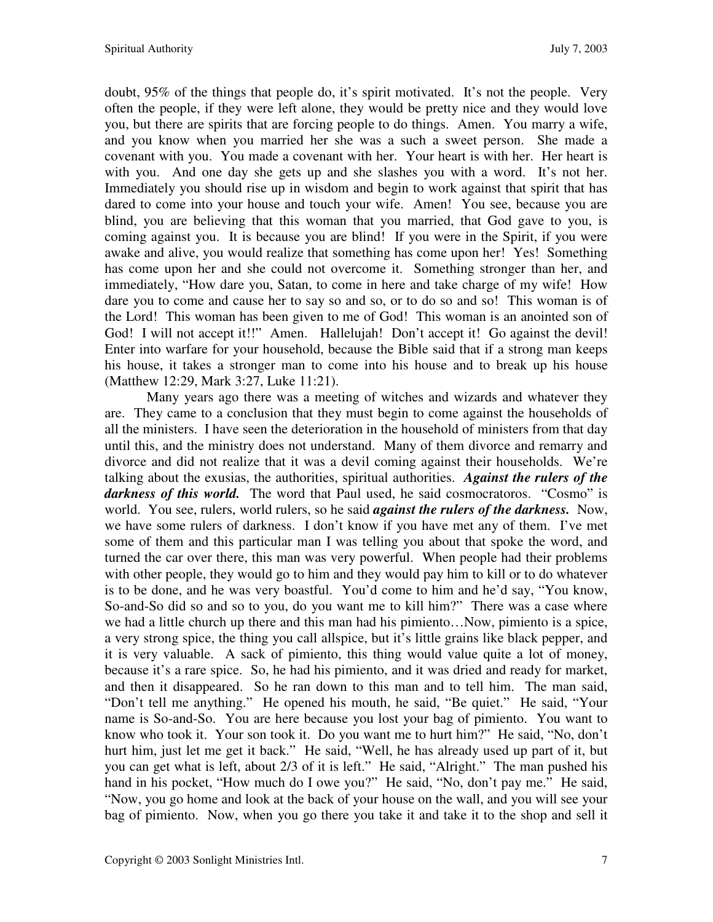doubt, 95% of the things that people do, it's spirit motivated. It's not the people. Very often the people, if they were left alone, they would be pretty nice and they would love you, but there are spirits that are forcing people to do things. Amen. You marry a wife, and you know when you married her she was a such a sweet person. She made a covenant with you. You made a covenant with her. Your heart is with her. Her heart is with you. And one day she gets up and she slashes you with a word. It's not her. Immediately you should rise up in wisdom and begin to work against that spirit that has dared to come into your house and touch your wife. Amen! You see, because you are blind, you are believing that this woman that you married, that God gave to you, is coming against you. It is because you are blind! If you were in the Spirit, if you were awake and alive, you would realize that something has come upon her! Yes! Something has come upon her and she could not overcome it. Something stronger than her, and immediately, "How dare you, Satan, to come in here and take charge of my wife! How dare you to come and cause her to say so and so, or to do so and so! This woman is of the Lord! This woman has been given to me of God! This woman is an anointed son of God! I will not accept it!!" Amen. Hallelujah! Don't accept it! Go against the devil! Enter into warfare for your household, because the Bible said that if a strong man keeps his house, it takes a stronger man to come into his house and to break up his house (Matthew 12:29, Mark 3:27, Luke 11:21).

Many years ago there was a meeting of witches and wizards and whatever they are. They came to a conclusion that they must begin to come against the households of all the ministers. I have seen the deterioration in the household of ministers from that day until this, and the ministry does not understand. Many of them divorce and remarry and divorce and did not realize that it was a devil coming against their households. We're talking about the exusias, the authorities, spiritual authorities. ***Against the rulers of the darkness of this world.*** The word that Paul used, he said cosmocratoros. "Cosmo" is world. You see, rulers, world rulers, so he said ***against the rulers of the darkness.*** Now, we have some rulers of darkness. I don't know if you have met any of them. I've met some of them and this particular man I was telling you about that spoke the word, and turned the car over there, this man was very powerful. When people had their problems with other people, they would go to him and they would pay him to kill or to do whatever is to be done, and he was very boastful. You'd come to him and he'd say, "You know, So-and-So did so and so to you, do you want me to kill him?" There was a case where we had a little church up there and this man had his pimiento…Now, pimiento is a spice, a very strong spice, the thing you call allspice, but it's little grains like black pepper, and it is very valuable. A sack of pimiento, this thing would value quite a lot of money, because it's a rare spice. So, he had his pimiento, and it was dried and ready for market, and then it disappeared. So he ran down to this man and to tell him. The man said, "Don't tell me anything." He opened his mouth, he said, "Be quiet." He said, "Your name is So-and-So. You are here because you lost your bag of pimiento. You want to know who took it. Your son took it. Do you want me to hurt him?" He said, "No, don't hurt him, just let me get it back." He said, "Well, he has already used up part of it, but you can get what is left, about 2/3 of it is left." He said, "Alright." The man pushed his hand in his pocket, "How much do I owe you?" He said, "No, don't pay me." He said, "Now, you go home and look at the back of your house on the wall, and you will see your bag of pimiento. Now, when you go there you take it and take it to the shop and sell it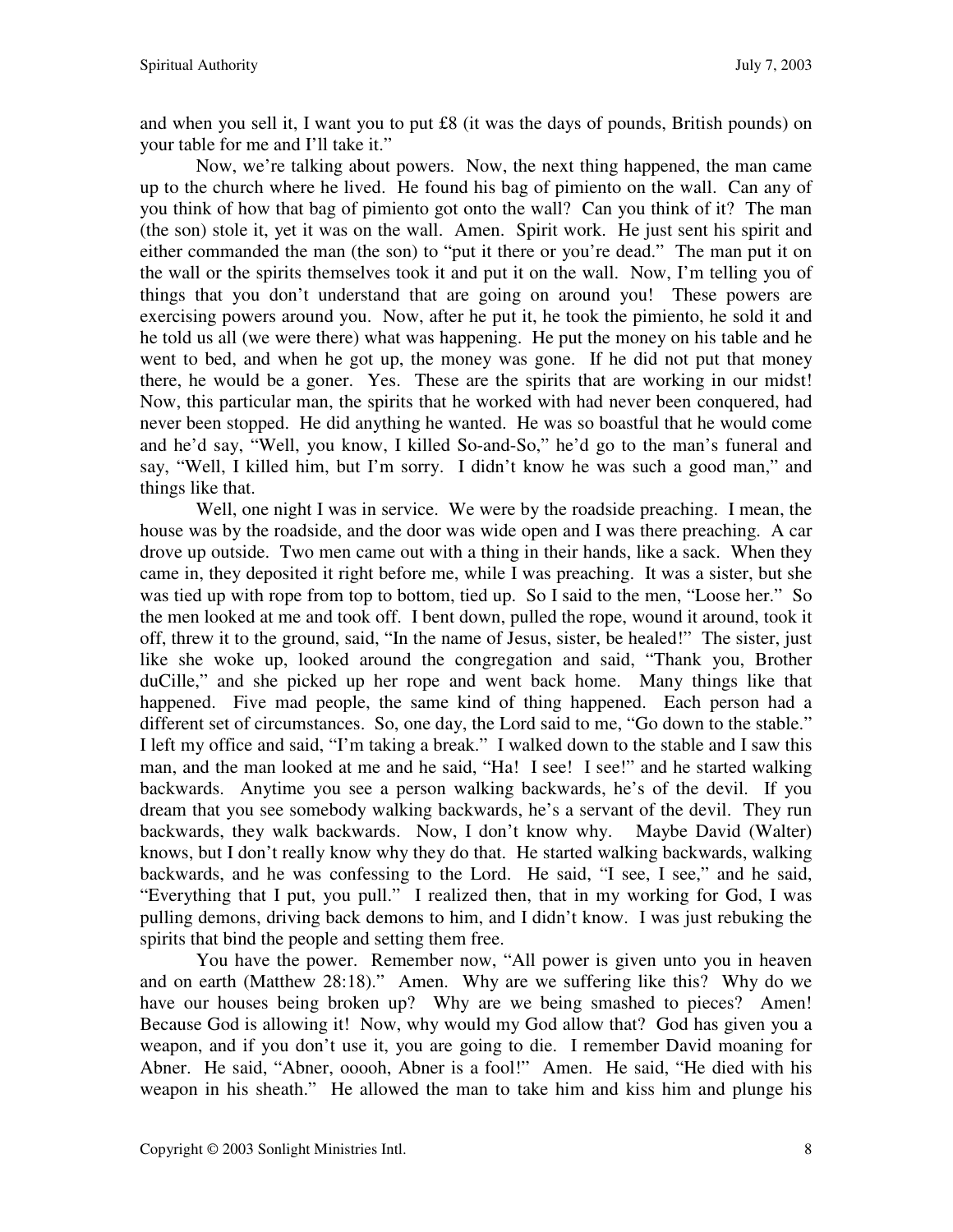and when you sell it, I want you to put £8 (it was the days of pounds, British pounds) on your table for me and I'll take it."

Now, we're talking about powers. Now, the next thing happened, the man came up to the church where he lived. He found his bag of pimiento on the wall. Can any of you think of how that bag of pimiento got onto the wall? Can you think of it? The man (the son) stole it, yet it was on the wall. Amen. Spirit work. He just sent his spirit and either commanded the man (the son) to "put it there or you're dead." The man put it on the wall or the spirits themselves took it and put it on the wall. Now, I'm telling you of things that you don't understand that are going on around you! These powers are exercising powers around you. Now, after he put it, he took the pimiento, he sold it and he told us all (we were there) what was happening. He put the money on his table and he went to bed, and when he got up, the money was gone. If he did not put that money there, he would be a goner. Yes. These are the spirits that are working in our midst! Now, this particular man, the spirits that he worked with had never been conquered, had never been stopped. He did anything he wanted. He was so boastful that he would come and he'd say, "Well, you know, I killed So-and-So," he'd go to the man's funeral and say, "Well, I killed him, but I'm sorry. I didn't know he was such a good man," and things like that.

Well, one night I was in service. We were by the roadside preaching. I mean, the house was by the roadside, and the door was wide open and I was there preaching. A car drove up outside. Two men came out with a thing in their hands, like a sack. When they came in, they deposited it right before me, while I was preaching. It was a sister, but she was tied up with rope from top to bottom, tied up. So I said to the men, "Loose her." So the men looked at me and took off. I bent down, pulled the rope, wound it around, took it off, threw it to the ground, said, "In the name of Jesus, sister, be healed!" The sister, just like she woke up, looked around the congregation and said, "Thank you, Brother duCille," and she picked up her rope and went back home. Many things like that happened. Five mad people, the same kind of thing happened. Each person had a different set of circumstances. So, one day, the Lord said to me, "Go down to the stable." I left my office and said, "I'm taking a break." I walked down to the stable and I saw this man, and the man looked at me and he said, "Ha! I see! I see!" and he started walking backwards. Anytime you see a person walking backwards, he's of the devil. If you dream that you see somebody walking backwards, he's a servant of the devil. They run backwards, they walk backwards. Now, I don't know why. Maybe David (Walter) knows, but I don't really know why they do that. He started walking backwards, walking backwards, and he was confessing to the Lord. He said, "I see, I see," and he said, "Everything that I put, you pull." I realized then, that in my working for God, I was pulling demons, driving back demons to him, and I didn't know. I was just rebuking the spirits that bind the people and setting them free.

You have the power. Remember now, "All power is given unto you in heaven and on earth (Matthew 28:18)." Amen. Why are we suffering like this? Why do we have our houses being broken up? Why are we being smashed to pieces? Amen! Because God is allowing it! Now, why would my God allow that? God has given you a weapon, and if you don't use it, you are going to die. I remember David moaning for Abner. He said, "Abner, ooooh, Abner is a fool!" Amen. He said, "He died with his weapon in his sheath." He allowed the man to take him and kiss him and plunge his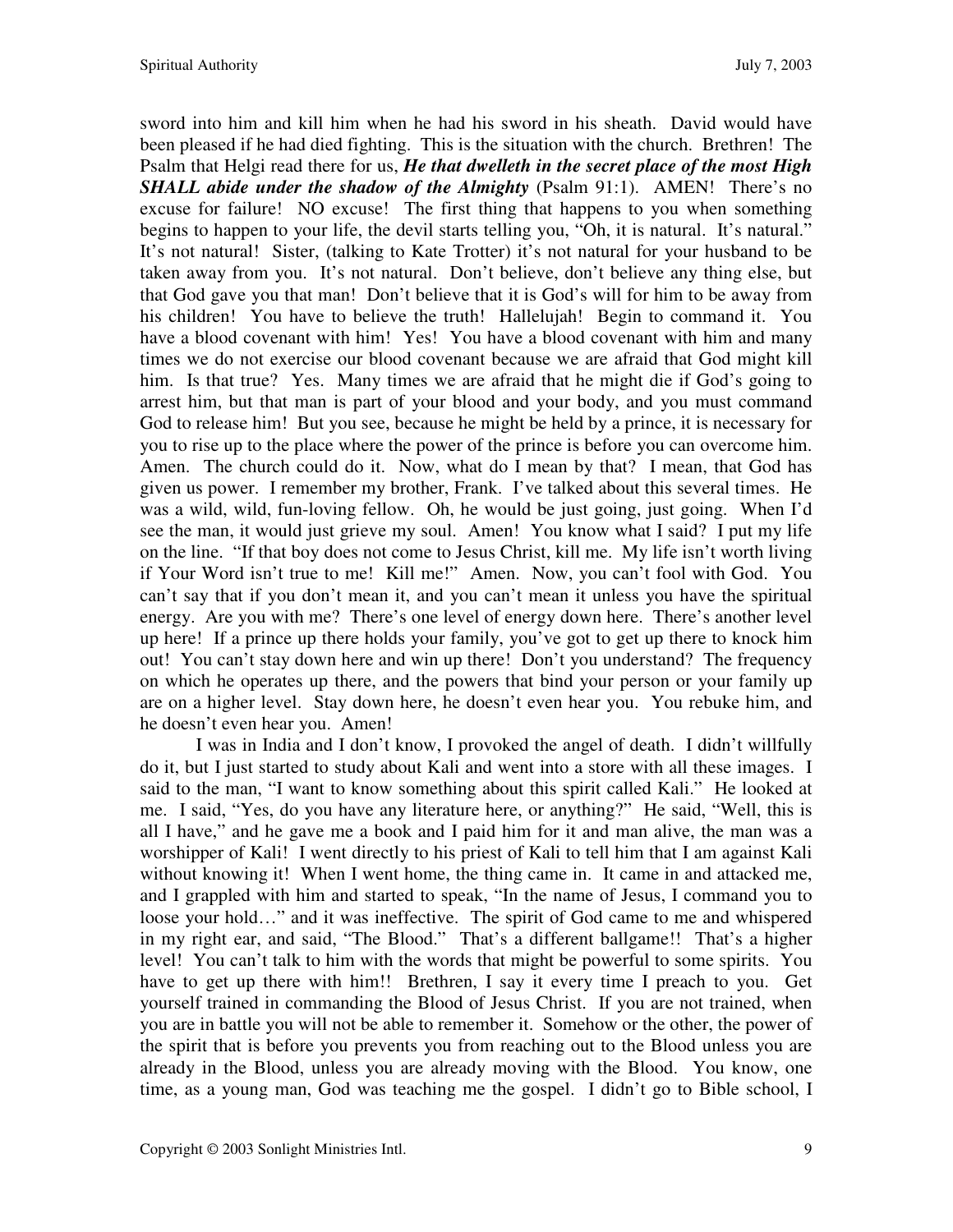sword into him and kill him when he had his sword in his sheath. David would have been pleased if he had died fighting. This is the situation with the church. Brethren! The Psalm that Helgi read there for us, ***He that dwelleth in the secret place of the most High SHALL abide under the shadow of the Almighty*** (Psalm 91:1). AMEN! There's no excuse for failure! NO excuse! The first thing that happens to you when something begins to happen to your life, the devil starts telling you, "Oh, it is natural. It's natural." It's not natural! Sister, (talking to Kate Trotter) it's not natural for your husband to be taken away from you. It's not natural. Don't believe, don't believe any thing else, but that God gave you that man! Don't believe that it is God's will for him to be away from his children! You have to believe the truth! Hallelujah! Begin to command it. You have a blood covenant with him! Yes! You have a blood covenant with him and many times we do not exercise our blood covenant because we are afraid that God might kill him. Is that true? Yes. Many times we are afraid that he might die if God's going to arrest him, but that man is part of your blood and your body, and you must command God to release him! But you see, because he might be held by a prince, it is necessary for you to rise up to the place where the power of the prince is before you can overcome him. Amen. The church could do it. Now, what do I mean by that? I mean, that God has given us power. I remember my brother, Frank. I've talked about this several times. He was a wild, wild, fun-loving fellow. Oh, he would be just going, just going. When I'd see the man, it would just grieve my soul. Amen! You know what I said? I put my life on the line. "If that boy does not come to Jesus Christ, kill me. My life isn't worth living if Your Word isn't true to me! Kill me!" Amen. Now, you can't fool with God. You can't say that if you don't mean it, and you can't mean it unless you have the spiritual energy. Are you with me? There's one level of energy down here. There's another level up here! If a prince up there holds your family, you've got to get up there to knock him out! You can't stay down here and win up there! Don't you understand? The frequency on which he operates up there, and the powers that bind your person or your family up are on a higher level. Stay down here, he doesn't even hear you. You rebuke him, and he doesn't even hear you. Amen!

I was in India and I don't know, I provoked the angel of death. I didn't willfully do it, but I just started to study about Kali and went into a store with all these images. I said to the man, "I want to know something about this spirit called Kali." He looked at me. I said, "Yes, do you have any literature here, or anything?" He said, "Well, this is all I have," and he gave me a book and I paid him for it and man alive, the man was a worshipper of Kali! I went directly to his priest of Kali to tell him that I am against Kali without knowing it! When I went home, the thing came in. It came in and attacked me, and I grappled with him and started to speak, "In the name of Jesus, I command you to loose your hold…" and it was ineffective. The spirit of God came to me and whispered in my right ear, and said, "The Blood." That's a different ballgame!! That's a higher level! You can't talk to him with the words that might be powerful to some spirits. You have to get up there with him!! Brethren, I say it every time I preach to you. Get yourself trained in commanding the Blood of Jesus Christ. If you are not trained, when you are in battle you will not be able to remember it. Somehow or the other, the power of the spirit that is before you prevents you from reaching out to the Blood unless you are already in the Blood, unless you are already moving with the Blood. You know, one time, as a young man, God was teaching me the gospel. I didn't go to Bible school, I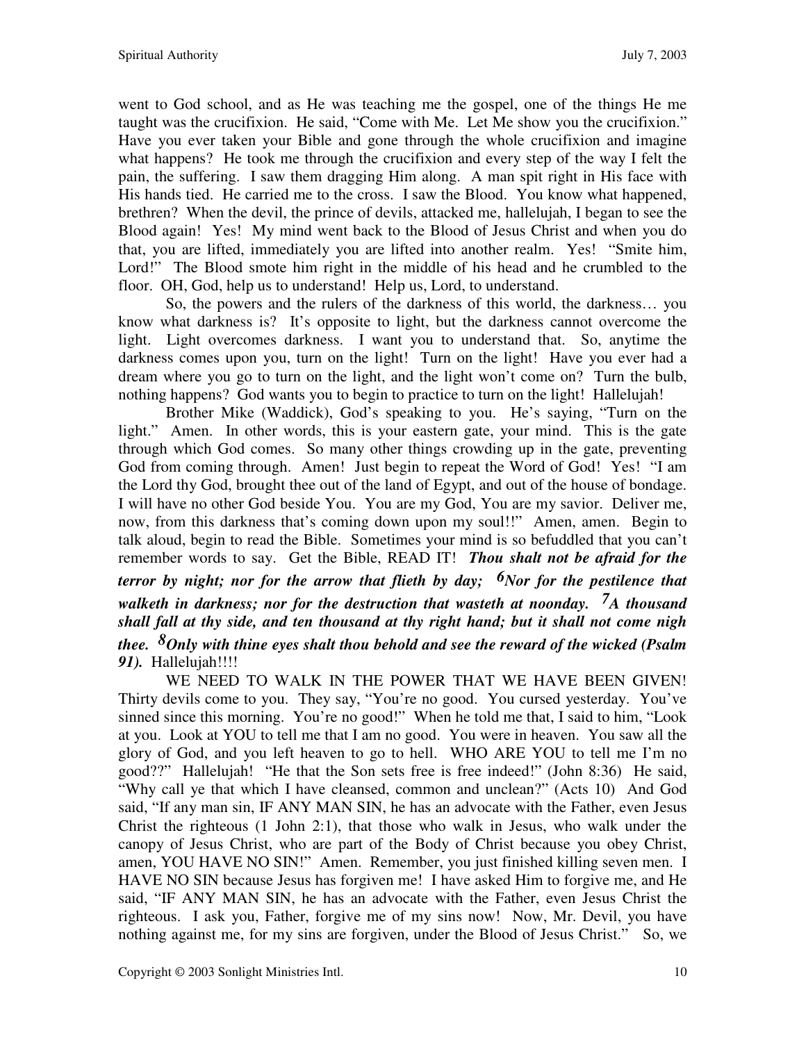went to God school, and as He was teaching me the gospel, one of the things He me taught was the crucifixion. He said, "Come with Me. Let Me show you the crucifixion." Have you ever taken your Bible and gone through the whole crucifixion and imagine what happens? He took me through the crucifixion and every step of the way I felt the pain, the suffering. I saw them dragging Him along. A man spit right in His face with His hands tied. He carried me to the cross. I saw the Blood. You know what happened, brethren? When the devil, the prince of devils, attacked me, hallelujah, I began to see the Blood again! Yes! My mind went back to the Blood of Jesus Christ and when you do that, you are lifted, immediately you are lifted into another realm. Yes! "Smite him, Lord!" The Blood smote him right in the middle of his head and he crumbled to the floor. OH, God, help us to understand! Help us, Lord, to understand.

So, the powers and the rulers of the darkness of this world, the darkness… you know what darkness is? It's opposite to light, but the darkness cannot overcome the light. Light overcomes darkness. I want you to understand that. So, anytime the darkness comes upon you, turn on the light! Turn on the light! Have you ever had a dream where you go to turn on the light, and the light won't come on? Turn the bulb, nothing happens? God wants you to begin to practice to turn on the light! Hallelujah!

Brother Mike (Waddick), God's speaking to you. He's saying, "Turn on the light." Amen. In other words, this is your eastern gate, your mind. This is the gate through which God comes. So many other things crowding up in the gate, preventing God from coming through. Amen! Just begin to repeat the Word of God! Yes! "I am the Lord thy God, brought thee out of the land of Egypt, and out of the house of bondage. I will have no other God beside You. You are my God, You are my savior. Deliver me, now, from this darkness that's coming down upon my soul!!" Amen, amen. Begin to talk aloud, begin to read the Bible. Sometimes your mind is so befuddled that you can't remember words to say. Get the Bible, READ IT! ***Thou shalt not be afraid for the terror by night; nor for the arrow that flieth by day; 6Nor for the pestilence that walketh in darkness; nor for the destruction that wasteth at noonday. 7A thousand shall fall at thy side, and ten thousand at thy right hand; but it shall not come nigh thee. 8Only with thine eyes shalt thou behold and see the reward of the wicked (Psalm 91).*** Hallelujah!!!!

WE NEED TO WALK IN THE POWER THAT WE HAVE BEEN GIVEN! Thirty devils come to you. They say, "You're no good. You cursed yesterday. You've sinned since this morning. You're no good!" When he told me that, I said to him, "Look at you. Look at YOU to tell me that I am no good. You were in heaven. You saw all the glory of God, and you left heaven to go to hell. WHO ARE YOU to tell me I'm no good??" Hallelujah! "He that the Son sets free is free indeed!" (John 8:36) He said, "Why call ye that which I have cleansed, common and unclean?" (Acts 10) And God said, "If any man sin, IF ANY MAN SIN, he has an advocate with the Father, even Jesus Christ the righteous (1 John 2:1), that those who walk in Jesus, who walk under the canopy of Jesus Christ, who are part of the Body of Christ because you obey Christ, amen, YOU HAVE NO SIN!" Amen. Remember, you just finished killing seven men. I HAVE NO SIN because Jesus has forgiven me! I have asked Him to forgive me, and He said, "IF ANY MAN SIN, he has an advocate with the Father, even Jesus Christ the righteous. I ask you, Father, forgive me of my sins now! Now, Mr. Devil, you have nothing against me, for my sins are forgiven, under the Blood of Jesus Christ." So, we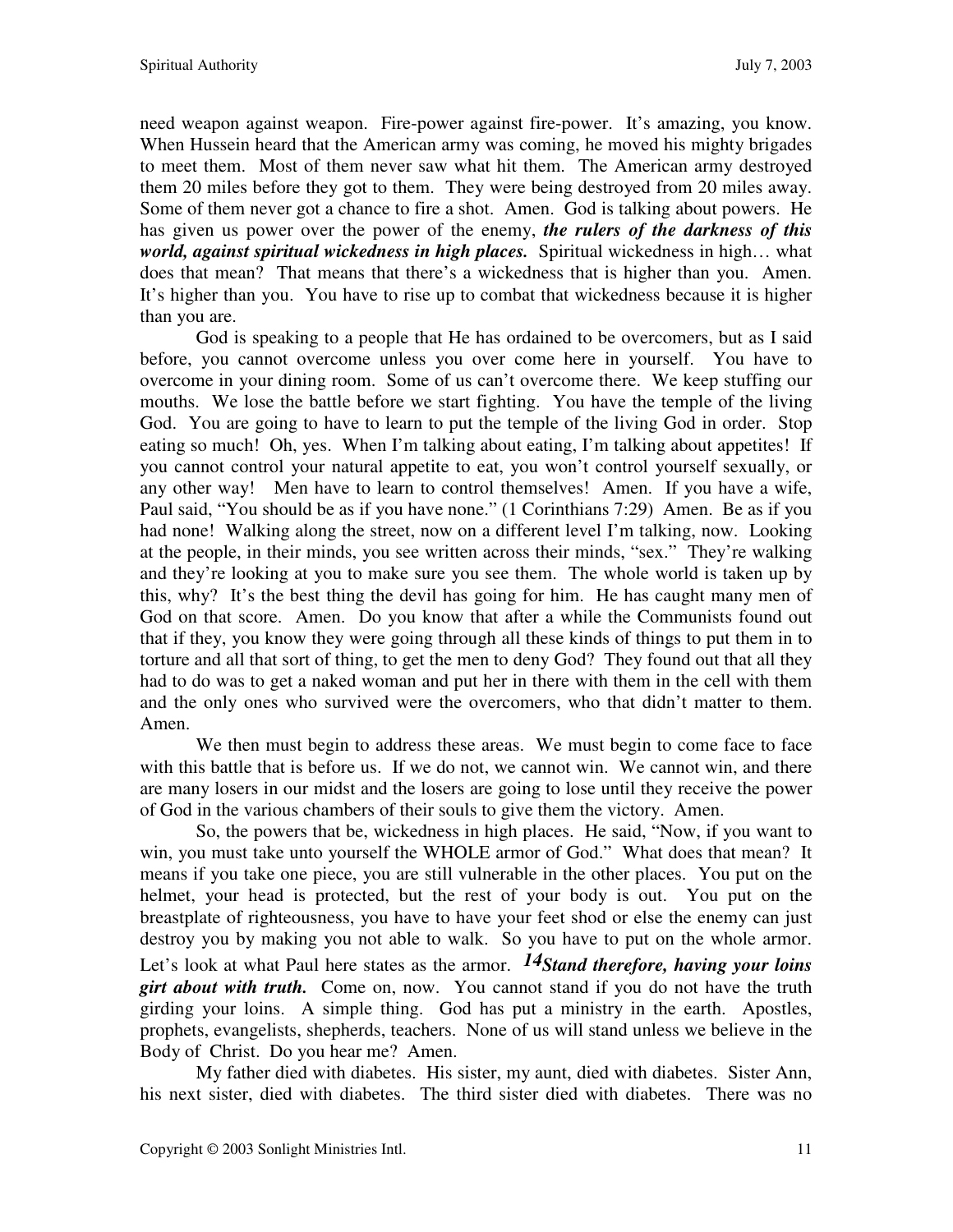need weapon against weapon. Fire-power against fire-power. It's amazing, you know. When Hussein heard that the American army was coming, he moved his mighty brigades to meet them. Most of them never saw what hit them. The American army destroyed them 20 miles before they got to them. They were being destroyed from 20 miles away. Some of them never got a chance to fire a shot. Amen. God is talking about powers. He has given us power over the power of the enemy, ***the rulers of the darkness of this world, against spiritual wickedness in high places.*** Spiritual wickedness in high… what does that mean? That means that there's a wickedness that is higher than you. Amen. It's higher than you. You have to rise up to combat that wickedness because it is higher than you are.

God is speaking to a people that He has ordained to be overcomers, but as I said before, you cannot overcome unless you over come here in yourself. You have to overcome in your dining room. Some of us can't overcome there. We keep stuffing our mouths. We lose the battle before we start fighting. You have the temple of the living God. You are going to have to learn to put the temple of the living God in order. Stop eating so much! Oh, yes. When I'm talking about eating, I'm talking about appetites! If you cannot control your natural appetite to eat, you won't control yourself sexually, or any other way! Men have to learn to control themselves! Amen. If you have a wife, Paul said, "You should be as if you have none." (1 Corinthians 7:29) Amen. Be as if you had none! Walking along the street, now on a different level I'm talking, now. Looking at the people, in their minds, you see written across their minds, "sex." They're walking and they're looking at you to make sure you see them. The whole world is taken up by this, why? It's the best thing the devil has going for him. He has caught many men of God on that score. Amen. Do you know that after a while the Communists found out that if they, you know they were going through all these kinds of things to put them in to torture and all that sort of thing, to get the men to deny God? They found out that all they had to do was to get a naked woman and put her in there with them in the cell with them and the only ones who survived were the overcomers, who that didn't matter to them. Amen.

We then must begin to address these areas. We must begin to come face to face with this battle that is before us. If we do not, we cannot win. We cannot win, and there are many losers in our midst and the losers are going to lose until they receive the power of God in the various chambers of their souls to give them the victory. Amen.

So, the powers that be, wickedness in high places. He said, "Now, if you want to win, you must take unto yourself the WHOLE armor of God." What does that mean? It means if you take one piece, you are still vulnerable in the other places. You put on the helmet, your head is protected, but the rest of your body is out. You put on the breastplate of righteousness, you have to have your feet shod or else the enemy can just destroy you by making you not able to walk. So you have to put on the whole armor. Let's look at what Paul here states as the armor. ***14Stand therefore, having your loins girt about with truth.*** Come on, now. You cannot stand if you do not have the truth girding your loins. A simple thing. God has put a ministry in the earth. Apostles, prophets, evangelists, shepherds, teachers. None of us will stand unless we believe in the Body of Christ. Do you hear me? Amen.

My father died with diabetes. His sister, my aunt, died with diabetes. Sister Ann, his next sister, died with diabetes. The third sister died with diabetes. There was no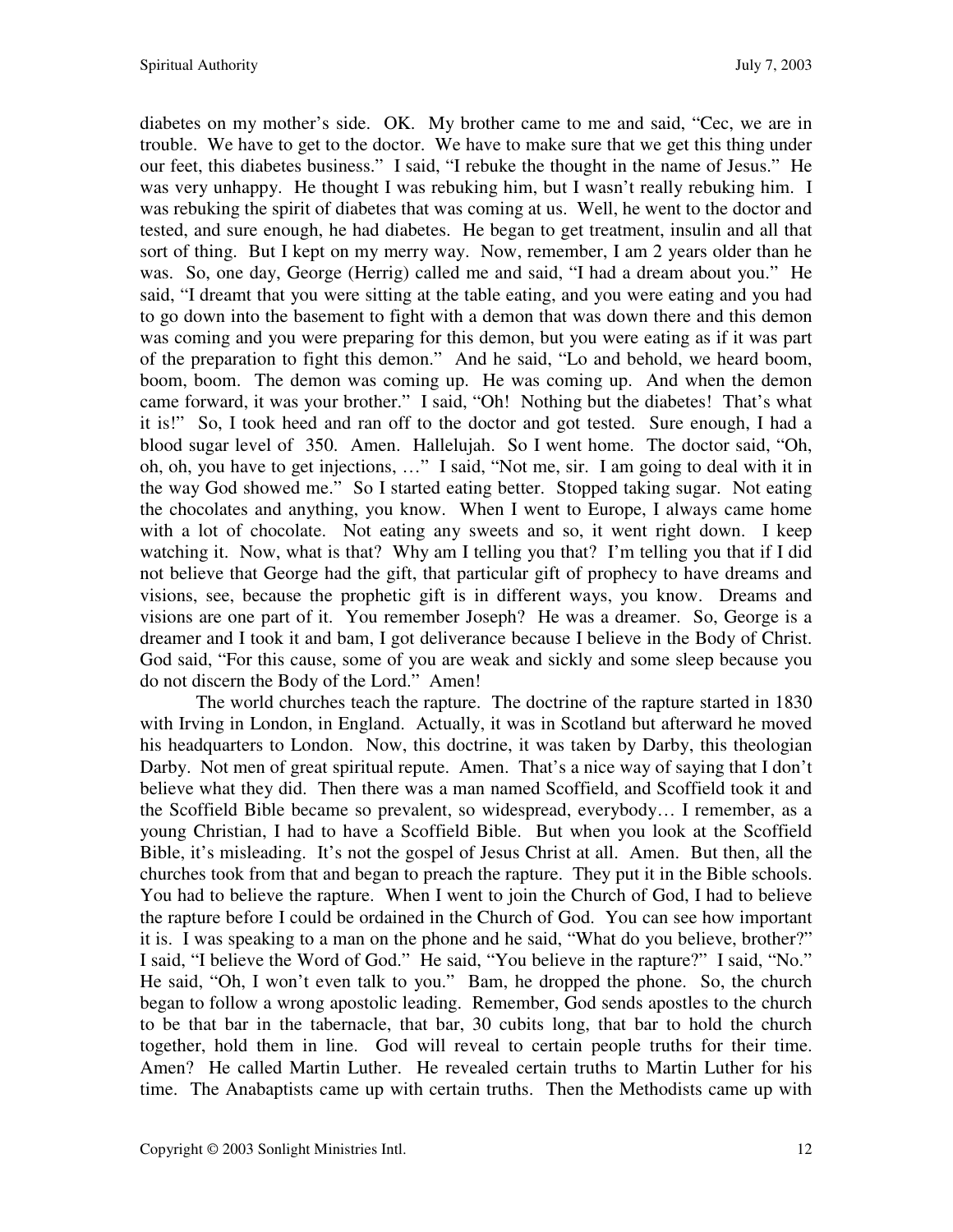diabetes on my mother's side. OK. My brother came to me and said, "Cec, we are in trouble. We have to get to the doctor. We have to make sure that we get this thing under our feet, this diabetes business." I said, "I rebuke the thought in the name of Jesus." He was very unhappy. He thought I was rebuking him, but I wasn't really rebuking him. I was rebuking the spirit of diabetes that was coming at us. Well, he went to the doctor and tested, and sure enough, he had diabetes. He began to get treatment, insulin and all that sort of thing. But I kept on my merry way. Now, remember, I am 2 years older than he was. So, one day, George (Herrig) called me and said, "I had a dream about you." He said, "I dreamt that you were sitting at the table eating, and you were eating and you had to go down into the basement to fight with a demon that was down there and this demon was coming and you were preparing for this demon, but you were eating as if it was part of the preparation to fight this demon." And he said, "Lo and behold, we heard boom, boom, boom. The demon was coming up. He was coming up. And when the demon came forward, it was your brother." I said, "Oh! Nothing but the diabetes! That's what it is!" So, I took heed and ran off to the doctor and got tested. Sure enough, I had a blood sugar level of 350. Amen. Hallelujah. So I went home. The doctor said, "Oh, oh, oh, you have to get injections, …" I said, "Not me, sir. I am going to deal with it in the way God showed me." So I started eating better. Stopped taking sugar. Not eating the chocolates and anything, you know. When I went to Europe, I always came home with a lot of chocolate. Not eating any sweets and so, it went right down. I keep watching it. Now, what is that? Why am I telling you that? I'm telling you that if I did not believe that George had the gift, that particular gift of prophecy to have dreams and visions, see, because the prophetic gift is in different ways, you know. Dreams and visions are one part of it. You remember Joseph? He was a dreamer. So, George is a dreamer and I took it and bam, I got deliverance because I believe in the Body of Christ. God said, "For this cause, some of you are weak and sickly and some sleep because you do not discern the Body of the Lord." Amen!

The world churches teach the rapture. The doctrine of the rapture started in 1830 with Irving in London, in England. Actually, it was in Scotland but afterward he moved his headquarters to London. Now, this doctrine, it was taken by Darby, this theologian Darby. Not men of great spiritual repute. Amen. That's a nice way of saying that I don't believe what they did. Then there was a man named Scoffield, and Scoffield took it and the Scoffield Bible became so prevalent, so widespread, everybody… I remember, as a young Christian, I had to have a Scoffield Bible. But when you look at the Scoffield Bible, it's misleading. It's not the gospel of Jesus Christ at all. Amen. But then, all the churches took from that and began to preach the rapture. They put it in the Bible schools. You had to believe the rapture. When I went to join the Church of God, I had to believe the rapture before I could be ordained in the Church of God. You can see how important it is. I was speaking to a man on the phone and he said, "What do you believe, brother?" I said, "I believe the Word of God." He said, "You believe in the rapture?" I said, "No." He said, "Oh, I won't even talk to you." Bam, he dropped the phone. So, the church began to follow a wrong apostolic leading. Remember, God sends apostles to the church to be that bar in the tabernacle, that bar, 30 cubits long, that bar to hold the church together, hold them in line. God will reveal to certain people truths for their time. Amen? He called Martin Luther. He revealed certain truths to Martin Luther for his time. The Anabaptists came up with certain truths. Then the Methodists came up with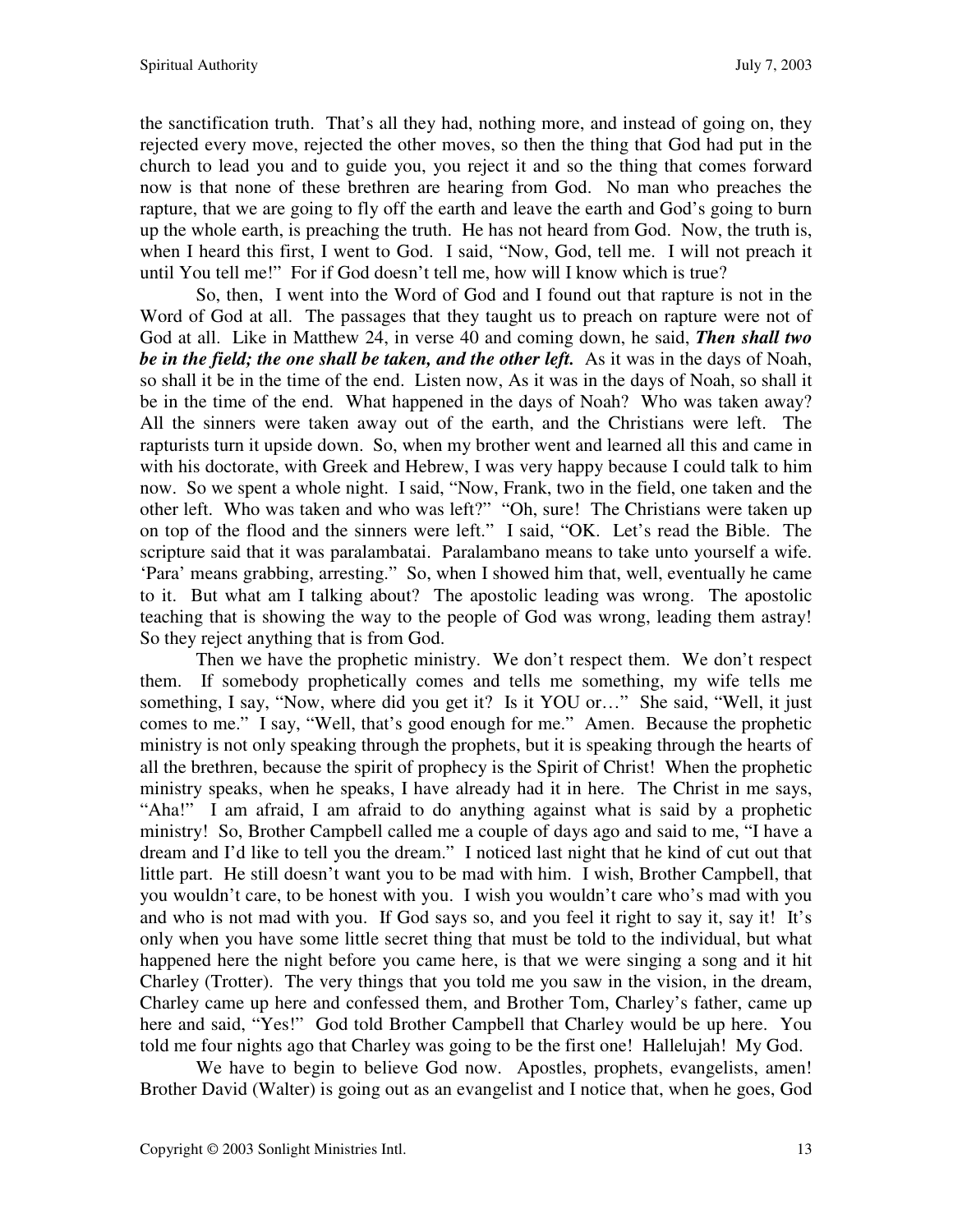the sanctification truth. That's all they had, nothing more, and instead of going on, they rejected every move, rejected the other moves, so then the thing that God had put in the church to lead you and to guide you, you reject it and so the thing that comes forward now is that none of these brethren are hearing from God. No man who preaches the rapture, that we are going to fly off the earth and leave the earth and God's going to burn up the whole earth, is preaching the truth. He has not heard from God. Now, the truth is, when I heard this first, I went to God. I said, "Now, God, tell me. I will not preach it until You tell me!" For if God doesn't tell me, how will I know which is true?

So, then, I went into the Word of God and I found out that rapture is not in the Word of God at all. The passages that they taught us to preach on rapture were not of God at all. Like in Matthew 24, in verse 40 and coming down, he said, ***Then shall two be in the field; the one shall be taken, and the other left.*** As it was in the days of Noah, so shall it be in the time of the end. Listen now, As it was in the days of Noah, so shall it be in the time of the end. What happened in the days of Noah? Who was taken away? All the sinners were taken away out of the earth, and the Christians were left. The rapturists turn it upside down. So, when my brother went and learned all this and came in with his doctorate, with Greek and Hebrew, I was very happy because I could talk to him now. So we spent a whole night. I said, "Now, Frank, two in the field, one taken and the other left. Who was taken and who was left?" "Oh, sure! The Christians were taken up on top of the flood and the sinners were left." I said, "OK. Let's read the Bible. The scripture said that it was paralambatai. Paralambano means to take unto yourself a wife. 'Para' means grabbing, arresting." So, when I showed him that, well, eventually he came to it. But what am I talking about? The apostolic leading was wrong. The apostolic teaching that is showing the way to the people of God was wrong, leading them astray! So they reject anything that is from God.

Then we have the prophetic ministry. We don't respect them. We don't respect them. If somebody prophetically comes and tells me something, my wife tells me something, I say, "Now, where did you get it? Is it YOU or…" She said, "Well, it just comes to me." I say, "Well, that's good enough for me." Amen. Because the prophetic ministry is not only speaking through the prophets, but it is speaking through the hearts of all the brethren, because the spirit of prophecy is the Spirit of Christ! When the prophetic ministry speaks, when he speaks, I have already had it in here. The Christ in me says, "Aha!" I am afraid, I am afraid to do anything against what is said by a prophetic ministry! So, Brother Campbell called me a couple of days ago and said to me, "I have a dream and I'd like to tell you the dream." I noticed last night that he kind of cut out that little part. He still doesn't want you to be mad with him. I wish, Brother Campbell, that you wouldn't care, to be honest with you. I wish you wouldn't care who's mad with you and who is not mad with you. If God says so, and you feel it right to say it, say it! It's only when you have some little secret thing that must be told to the individual, but what happened here the night before you came here, is that we were singing a song and it hit Charley (Trotter). The very things that you told me you saw in the vision, in the dream, Charley came up here and confessed them, and Brother Tom, Charley's father, came up here and said, "Yes!" God told Brother Campbell that Charley would be up here. You told me four nights ago that Charley was going to be the first one! Hallelujah! My God.

We have to begin to believe God now. Apostles, prophets, evangelists, amen! Brother David (Walter) is going out as an evangelist and I notice that, when he goes, God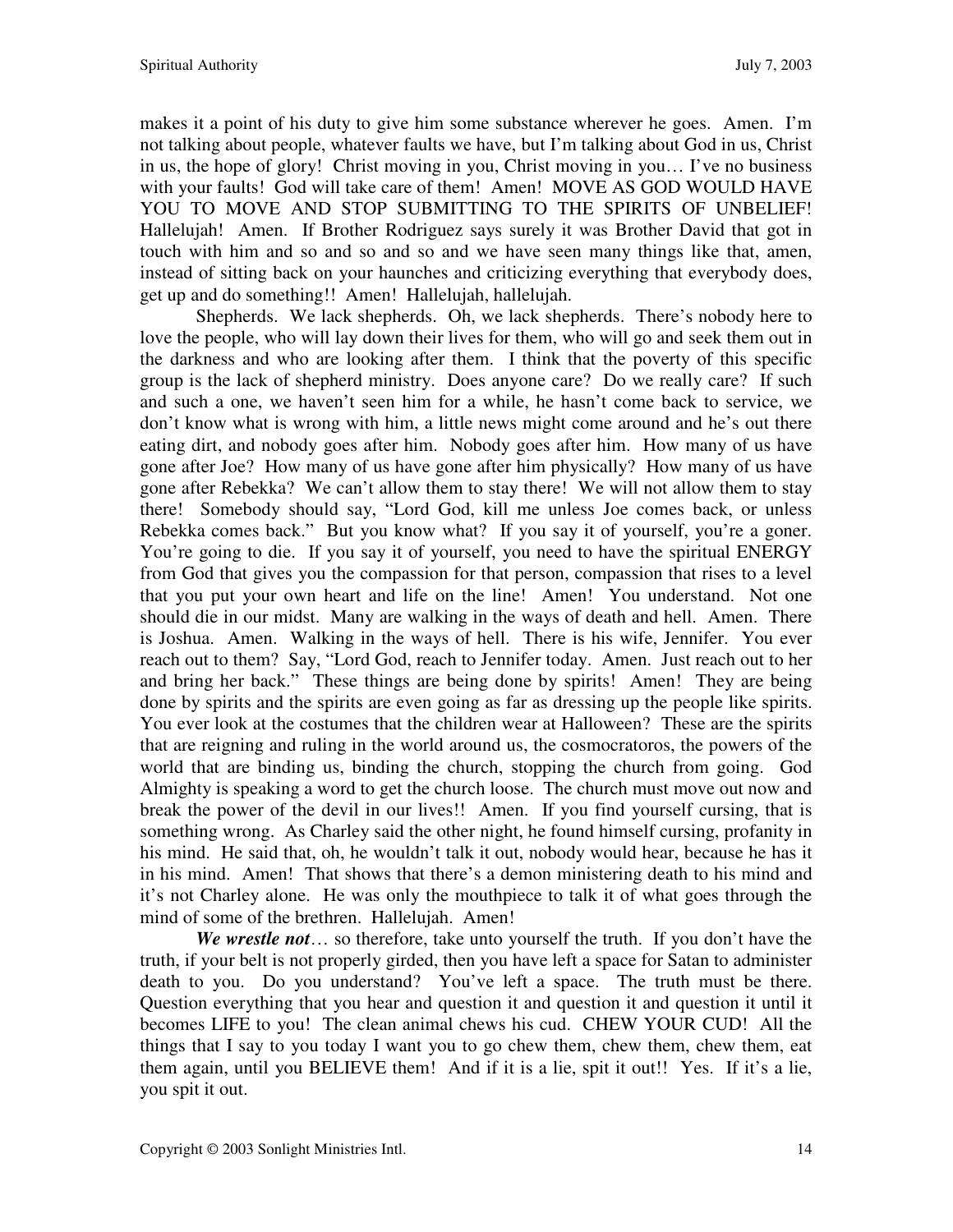makes it a point of his duty to give him some substance wherever he goes. Amen. I'm not talking about people, whatever faults we have, but I'm talking about God in us, Christ in us, the hope of glory! Christ moving in you, Christ moving in you… I've no business with your faults! God will take care of them! Amen! MOVE AS GOD WOULD HAVE YOU TO MOVE AND STOP SUBMITTING TO THE SPIRITS OF UNBELIEF! Hallelujah! Amen. If Brother Rodriguez says surely it was Brother David that got in touch with him and so and so and so and we have seen many things like that, amen, instead of sitting back on your haunches and criticizing everything that everybody does, get up and do something!! Amen! Hallelujah, hallelujah.

Shepherds. We lack shepherds. Oh, we lack shepherds. There's nobody here to love the people, who will lay down their lives for them, who will go and seek them out in the darkness and who are looking after them. I think that the poverty of this specific group is the lack of shepherd ministry. Does anyone care? Do we really care? If such and such a one, we haven't seen him for a while, he hasn't come back to service, we don't know what is wrong with him, a little news might come around and he's out there eating dirt, and nobody goes after him. Nobody goes after him. How many of us have gone after Joe? How many of us have gone after him physically? How many of us have gone after Rebekka? We can't allow them to stay there! We will not allow them to stay there! Somebody should say, "Lord God, kill me unless Joe comes back, or unless Rebekka comes back." But you know what? If you say it of yourself, you're a goner. You're going to die. If you say it of yourself, you need to have the spiritual ENERGY from God that gives you the compassion for that person, compassion that rises to a level that you put your own heart and life on the line! Amen! You understand. Not one should die in our midst. Many are walking in the ways of death and hell. Amen. There is Joshua. Amen. Walking in the ways of hell. There is his wife, Jennifer. You ever reach out to them? Say, "Lord God, reach to Jennifer today. Amen. Just reach out to her and bring her back." These things are being done by spirits! Amen! They are being done by spirits and the spirits are even going as far as dressing up the people like spirits. You ever look at the costumes that the children wear at Halloween? These are the spirits that are reigning and ruling in the world around us, the cosmocratoros, the powers of the world that are binding us, binding the church, stopping the church from going. God Almighty is speaking a word to get the church loose. The church must move out now and break the power of the devil in our lives!! Amen. If you find yourself cursing, that is something wrong. As Charley said the other night, he found himself cursing, profanity in his mind. He said that, oh, he wouldn't talk it out, nobody would hear, because he has it in his mind. Amen! That shows that there's a demon ministering death to his mind and it's not Charley alone. He was only the mouthpiece to talk it of what goes through the mind of some of the brethren. Hallelujah. Amen!

***We wrestle not***… so therefore, take unto yourself the truth. If you don't have the truth, if your belt is not properly girded, then you have left a space for Satan to administer death to you. Do you understand? You've left a space. The truth must be there. Question everything that you hear and question it and question it and question it until it becomes LIFE to you! The clean animal chews his cud. CHEW YOUR CUD! All the things that I say to you today I want you to go chew them, chew them, chew them, eat them again, until you BELIEVE them! And if it is a lie, spit it out!! Yes. If it's a lie, you spit it out.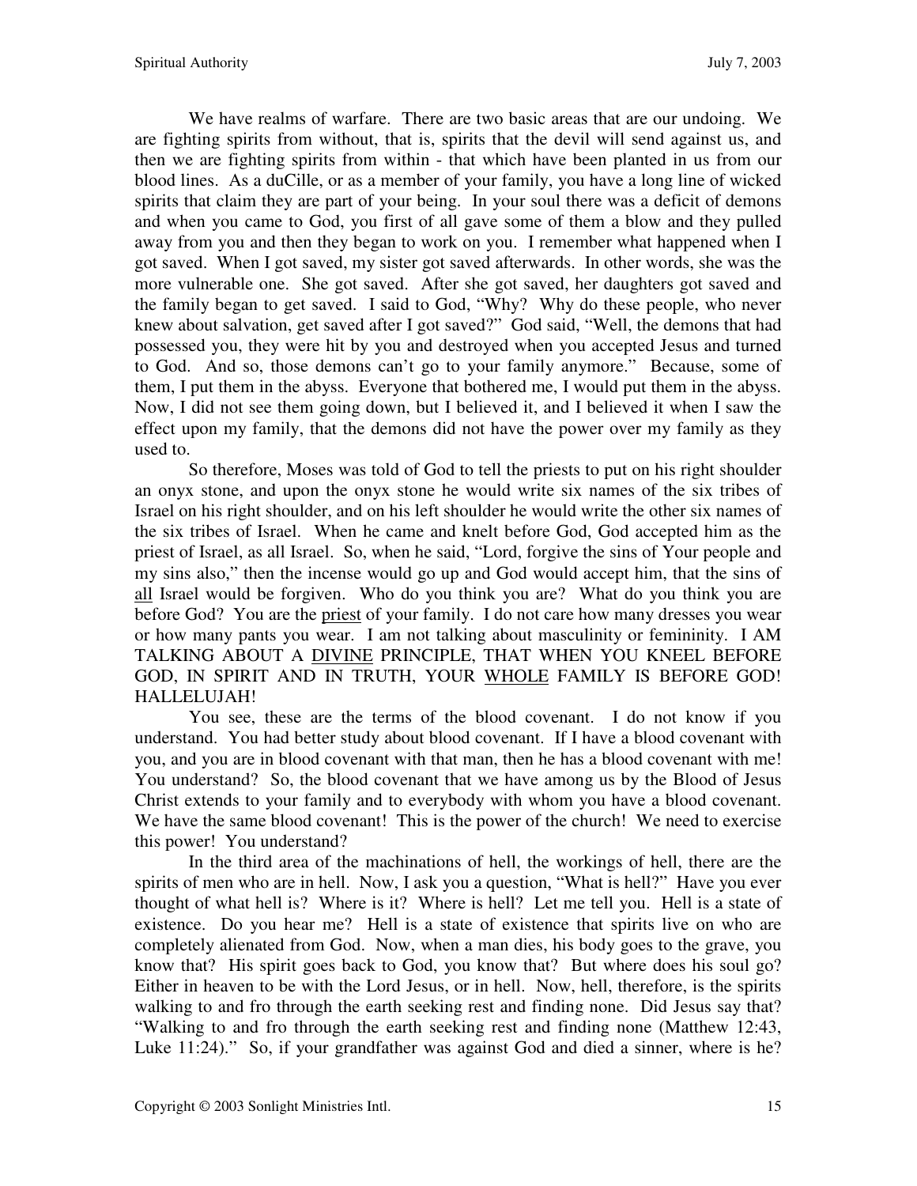We have realms of warfare. There are two basic areas that are our undoing. We are fighting spirits from without, that is, spirits that the devil will send against us, and then we are fighting spirits from within - that which have been planted in us from our blood lines. As a duCille, or as a member of your family, you have a long line of wicked spirits that claim they are part of your being. In your soul there was a deficit of demons and when you came to God, you first of all gave some of them a blow and they pulled away from you and then they began to work on you. I remember what happened when I got saved. When I got saved, my sister got saved afterwards. In other words, she was the more vulnerable one. She got saved. After she got saved, her daughters got saved and the family began to get saved. I said to God, "Why? Why do these people, who never knew about salvation, get saved after I got saved?" God said, "Well, the demons that had possessed you, they were hit by you and destroyed when you accepted Jesus and turned to God. And so, those demons can't go to your family anymore." Because, some of them, I put them in the abyss. Everyone that bothered me, I would put them in the abyss. Now, I did not see them going down, but I believed it, and I believed it when I saw the effect upon my family, that the demons did not have the power over my family as they used to.

So therefore, Moses was told of God to tell the priests to put on his right shoulder an onyx stone, and upon the onyx stone he would write six names of the six tribes of Israel on his right shoulder, and on his left shoulder he would write the other six names of the six tribes of Israel. When he came and knelt before God, God accepted him as the priest of Israel, as all Israel. So, when he said, "Lord, forgive the sins of Your people and my sins also," then the incense would go up and God would accept him, that the sins of <u>all</u> Israel would be forgiven. Who do you think you are? What do you think you are before God? You are the <u>priest</u> of your family. I do not care how many dresses you wear or how many pants you wear. I am not talking about masculinity or femininity. I AM TALKING ABOUT A <u>DIVINE</u> PRINCIPLE, THAT WHEN YOU KNEEL BEFORE GOD, IN SPIRIT AND IN TRUTH, YOUR <u>WHOLE</u> FAMILY IS BEFORE GOD! HALLELUJAH!

You see, these are the terms of the blood covenant. I do not know if you understand. You had better study about blood covenant. If I have a blood covenant with you, and you are in blood covenant with that man, then he has a blood covenant with me! You understand? So, the blood covenant that we have among us by the Blood of Jesus Christ extends to your family and to everybody with whom you have a blood covenant. We have the same blood covenant! This is the power of the church! We need to exercise this power! You understand?

In the third area of the machinations of hell, the workings of hell, there are the spirits of men who are in hell. Now, I ask you a question, "What is hell?" Have you ever thought of what hell is? Where is it? Where is hell? Let me tell you. Hell is a state of existence. Do you hear me? Hell is a state of existence that spirits live on who are completely alienated from God. Now, when a man dies, his body goes to the grave, you know that? His spirit goes back to God, you know that? But where does his soul go? Either in heaven to be with the Lord Jesus, or in hell. Now, hell, therefore, is the spirits walking to and fro through the earth seeking rest and finding none. Did Jesus say that? "Walking to and fro through the earth seeking rest and finding none (Matthew 12:43, Luke 11:24)." So, if your grandfather was against God and died a sinner, where is he?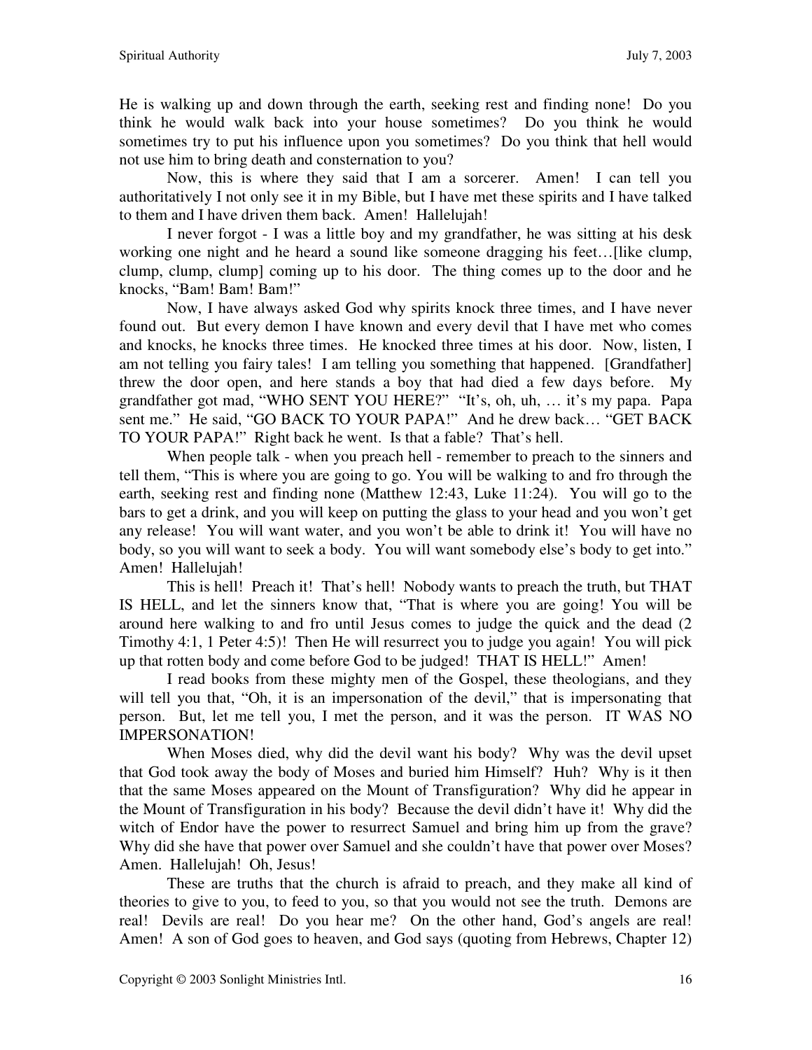He is walking up and down through the earth, seeking rest and finding none! Do you think he would walk back into your house sometimes? Do you think he would sometimes try to put his influence upon you sometimes? Do you think that hell would not use him to bring death and consternation to you?

Now, this is where they said that I am a sorcerer. Amen! I can tell you authoritatively I not only see it in my Bible, but I have met these spirits and I have talked to them and I have driven them back. Amen! Hallelujah!

I never forgot - I was a little boy and my grandfather, he was sitting at his desk working one night and he heard a sound like someone dragging his feet…[like clump, clump, clump, clump] coming up to his door. The thing comes up to the door and he knocks, "Bam! Bam! Bam!"

Now, I have always asked God why spirits knock three times, and I have never found out. But every demon I have known and every devil that I have met who comes and knocks, he knocks three times. He knocked three times at his door. Now, listen, I am not telling you fairy tales! I am telling you something that happened. [Grandfather] threw the door open, and here stands a boy that had died a few days before. My grandfather got mad, "WHO SENT YOU HERE?" "It's, oh, uh, … it's my papa. Papa sent me." He said, "GO BACK TO YOUR PAPA!" And he drew back… "GET BACK TO YOUR PAPA!" Right back he went. Is that a fable? That's hell.

When people talk - when you preach hell - remember to preach to the sinners and tell them, "This is where you are going to go. You will be walking to and fro through the earth, seeking rest and finding none (Matthew 12:43, Luke 11:24). You will go to the bars to get a drink, and you will keep on putting the glass to your head and you won't get any release! You will want water, and you won't be able to drink it! You will have no body, so you will want to seek a body. You will want somebody else's body to get into." Amen! Hallelujah!

This is hell! Preach it! That's hell! Nobody wants to preach the truth, but THAT IS HELL, and let the sinners know that, "That is where you are going! You will be around here walking to and fro until Jesus comes to judge the quick and the dead (2 Timothy 4:1, 1 Peter 4:5)! Then He will resurrect you to judge you again! You will pick up that rotten body and come before God to be judged! THAT IS HELL!" Amen!

I read books from these mighty men of the Gospel, these theologians, and they will tell you that, "Oh, it is an impersonation of the devil," that is impersonating that person. But, let me tell you, I met the person, and it was the person. IT WAS NO IMPERSONATION!

When Moses died, why did the devil want his body? Why was the devil upset that God took away the body of Moses and buried him Himself? Huh? Why is it then that the same Moses appeared on the Mount of Transfiguration? Why did he appear in the Mount of Transfiguration in his body? Because the devil didn't have it! Why did the witch of Endor have the power to resurrect Samuel and bring him up from the grave? Why did she have that power over Samuel and she couldn't have that power over Moses? Amen. Hallelujah! Oh, Jesus!

These are truths that the church is afraid to preach, and they make all kind of theories to give to you, to feed to you, so that you would not see the truth. Demons are real! Devils are real! Do you hear me? On the other hand, God's angels are real! Amen! A son of God goes to heaven, and God says (quoting from Hebrews, Chapter 12)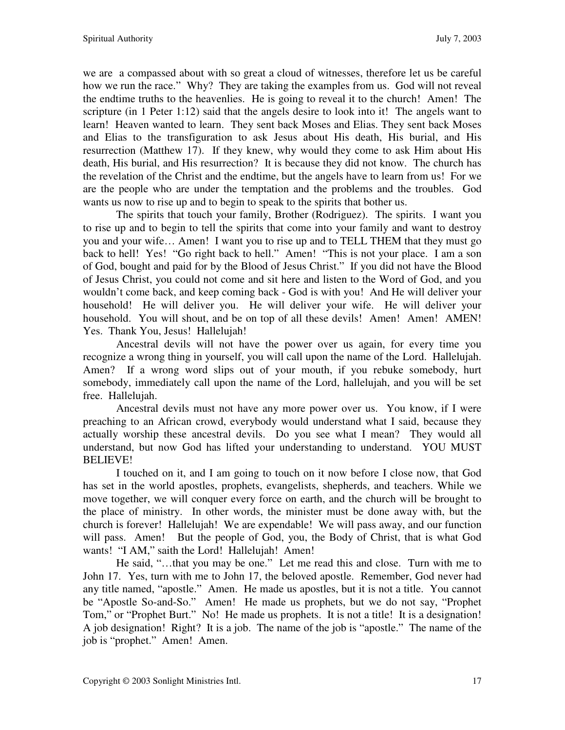we are  a compassed about with so great a cloud of witnesses, therefore let us be careful how we run the race." Why? They are taking the examples from us. God will not reveal the endtime truths to the heavenlies. He is going to reveal it to the church! Amen! The scripture (in 1 Peter 1:12) said that the angels desire to look into it! The angels want to learn! Heaven wanted to learn. They sent back Moses and Elias. They sent back Moses and Elias to the transfiguration to ask Jesus about His death, His burial, and His resurrection (Matthew 17). If they knew, why would they come to ask Him about His death, His burial, and His resurrection? It is because they did not know. The church has the revelation of the Christ and the endtime, but the angels have to learn from us! For we are the people who are under the temptation and the problems and the troubles. God wants us now to rise up and to begin to speak to the spirits that bother us.

The spirits that touch your family, Brother (Rodriguez). The spirits. I want you to rise up and to begin to tell the spirits that come into your family and want to destroy you and your wife… Amen! I want you to rise up and to TELL THEM that they must go back to hell! Yes! "Go right back to hell." Amen! "This is not your place. I am a son of God, bought and paid for by the Blood of Jesus Christ." If you did not have the Blood of Jesus Christ, you could not come and sit here and listen to the Word of God, and you wouldn't come back, and keep coming back - God is with you! And He will deliver your household! He will deliver you. He will deliver your wife. He will deliver your household. You will shout, and be on top of all these devils! Amen! Amen! AMEN! Yes. Thank You, Jesus! Hallelujah!

Ancestral devils will not have the power over us again, for every time you recognize a wrong thing in yourself, you will call upon the name of the Lord. Hallelujah. Amen? If a wrong word slips out of your mouth, if you rebuke somebody, hurt somebody, immediately call upon the name of the Lord, hallelujah, and you will be set free. Hallelujah.

Ancestral devils must not have any more power over us. You know, if I were preaching to an African crowd, everybody would understand what I said, because they actually worship these ancestral devils. Do you see what I mean? They would all understand, but now God has lifted your understanding to understand. YOU MUST BELIEVE!

I touched on it, and I am going to touch on it now before I close now, that God has set in the world apostles, prophets, evangelists, shepherds, and teachers. While we move together, we will conquer every force on earth, and the church will be brought to the place of ministry. In other words, the minister must be done away with, but the church is forever! Hallelujah! We are expendable! We will pass away, and our function will pass. Amen! But the people of God, you, the Body of Christ, that is what God wants! "I AM," saith the Lord! Hallelujah! Amen!

He said, "…that you may be one." Let me read this and close. Turn with me to John 17. Yes, turn with me to John 17, the beloved apostle. Remember, God never had any title named, "apostle." Amen. He made us apostles, but it is not a title. You cannot be "Apostle So-and-So." Amen! He made us prophets, but we do not say, "Prophet Tom," or "Prophet Burt." No! He made us prophets. It is not a title! It is a designation! A job designation! Right? It is a job. The name of the job is "apostle." The name of the job is "prophet." Amen! Amen.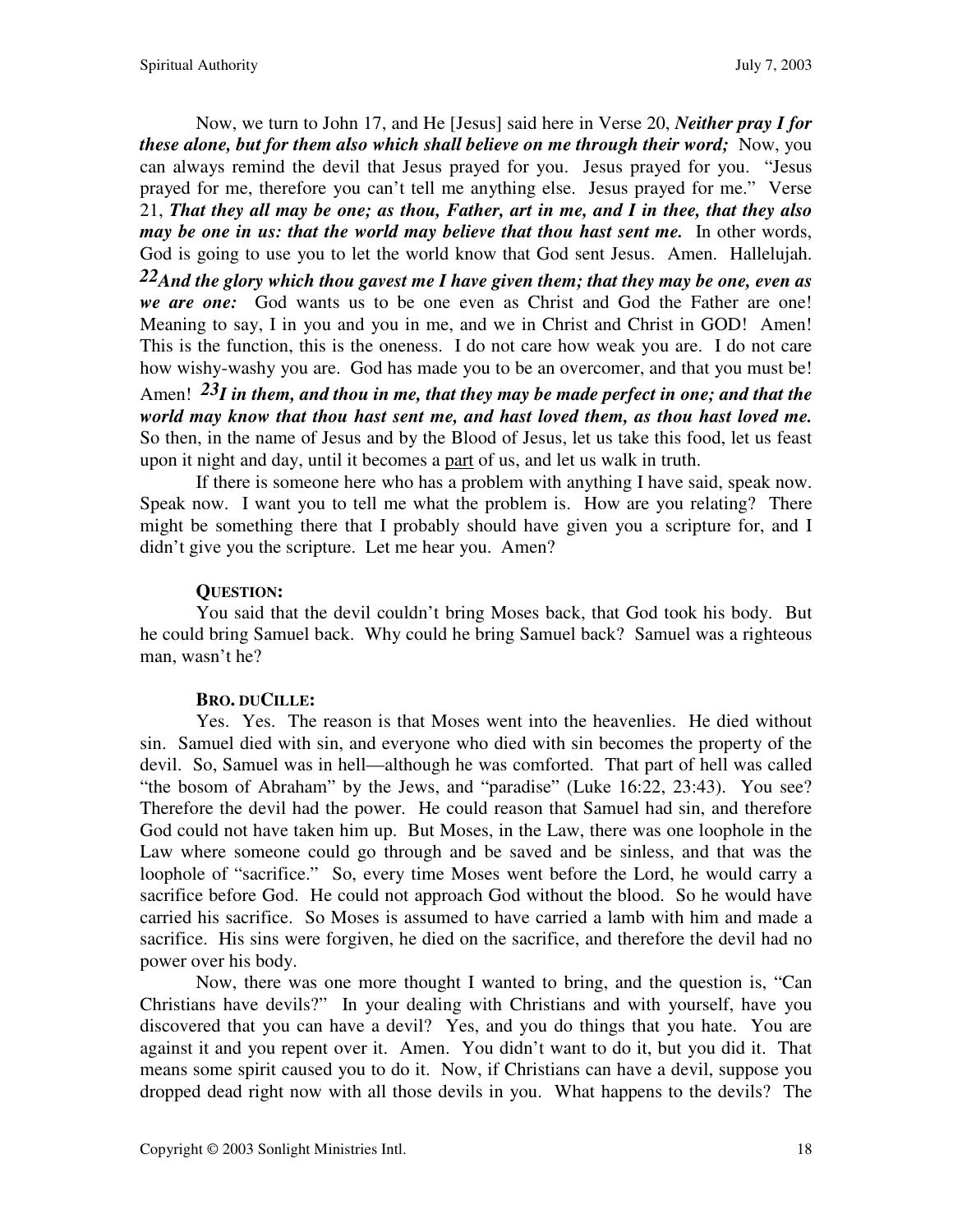Now, we turn to John 17, and He [Jesus] said here in Verse 20, ***Neither pray I for these alone, but for them also which shall believe on me through their word;*** Now, you can always remind the devil that Jesus prayed for you. Jesus prayed for you. "Jesus prayed for me, therefore you can't tell me anything else. Jesus prayed for me." Verse 21, ***That they all may be one; as thou, Father, art in me, and I in thee, that they also may be one in us: that the world may believe that thou hast sent me.*** In other words, God is going to use you to let the world know that God sent Jesus. Amen. Hallelujah. ***22And the glory which thou gavest me I have given them; that they may be one, even as we are one:*** God wants us to be one even as Christ and God the Father are one! Meaning to say, I in you and you in me, and we in Christ and Christ in GOD! Amen! This is the function, this is the oneness. I do not care how weak you are. I do not care how wishy-washy you are. God has made you to be an overcomer, and that you must be! Amen! ***23I in them, and thou in me, that they may be made perfect in one; and that the world may know that thou hast sent me, and hast loved them, as thou hast loved me.*** So then, in the name of Jesus and by the Blood of Jesus, let us take this food, let us feast upon it night and day, until it becomes a <u>part</u> of us, and let us walk in truth.

If there is someone here who has a problem with anything I have said, speak now. Speak now. I want you to tell me what the problem is. How are you relating? There might be something there that I probably should have given you a scripture for, and I didn't give you the scripture. Let me hear you. Amen?

**QUESTION:**

You said that the devil couldn't bring Moses back, that God took his body. But he could bring Samuel back. Why could he bring Samuel back? Samuel was a righteous man, wasn't he?

**BRO. DUCILLE:**

Yes. Yes. The reason is that Moses went into the heavenlies. He died without sin. Samuel died with sin, and everyone who died with sin becomes the property of the devil. So, Samuel was in hell—although he was comforted. That part of hell was called "the bosom of Abraham" by the Jews, and "paradise" (Luke 16:22, 23:43). You see? Therefore the devil had the power. He could reason that Samuel had sin, and therefore God could not have taken him up. But Moses, in the Law, there was one loophole in the Law where someone could go through and be saved and be sinless, and that was the loophole of "sacrifice." So, every time Moses went before the Lord, he would carry a sacrifice before God. He could not approach God without the blood. So he would have carried his sacrifice. So Moses is assumed to have carried a lamb with him and made a sacrifice. His sins were forgiven, he died on the sacrifice, and therefore the devil had no power over his body.

Now, there was one more thought I wanted to bring, and the question is, "Can Christians have devils?" In your dealing with Christians and with yourself, have you discovered that you can have a devil? Yes, and you do things that you hate. You are against it and you repent over it. Amen. You didn't want to do it, but you did it. That means some spirit caused you to do it. Now, if Christians can have a devil, suppose you dropped dead right now with all those devils in you. What happens to the devils? The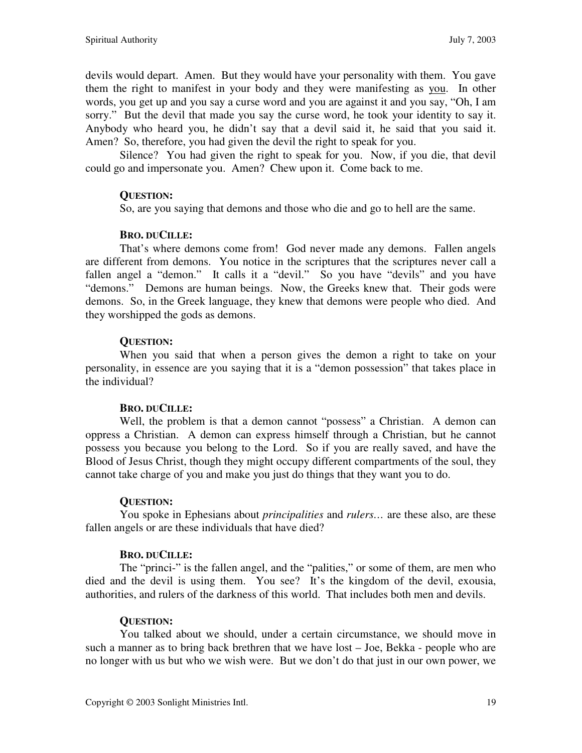devils would depart. Amen. But they would have your personality with them. You gave them the right to manifest in your body and they were manifesting as <u>you</u>. In other words, you get up and you say a curse word and you are against it and you say, "Oh, I am sorry." But the devil that made you say the curse word, he took your identity to say it. Anybody who heard you, he didn't say that a devil said it, he said that you said it. Amen? So, therefore, you had given the devil the right to speak for you.

Silence? You had given the right to speak for you. Now, if you die, that devil could go and impersonate you. Amen? Chew upon it. Come back to me.

**QUESTION:**

So, are you saying that demons and those who die and go to hell are the same.

**BRO. DUCILLE:**

That's where demons come from! God never made any demons. Fallen angels are different from demons. You notice in the scriptures that the scriptures never call a fallen angel a "demon." It calls it a "devil." So you have "devils" and you have "demons." Demons are human beings. Now, the Greeks knew that. Their gods were demons. So, in the Greek language, they knew that demons were people who died. And they worshipped the gods as demons.

**QUESTION:**

When you said that when a person gives the demon a right to take on your personality, in essence are you saying that it is a "demon possession" that takes place in the individual?

**BRO. DUCILLE:**

Well, the problem is that a demon cannot "possess" a Christian. A demon can oppress a Christian. A demon can express himself through a Christian, but he cannot possess you because you belong to the Lord. So if you are really saved, and have the Blood of Jesus Christ, though they might occupy different compartments of the soul, they cannot take charge of you and make you just do things that they want you to do.

**QUESTION:**

You spoke in Ephesians about *principalities* and *rulers…* are these also, are these fallen angels or are these individuals that have died?

**BRO. DUCILLE:**

The "princi-" is the fallen angel, and the "palities," or some of them, are men who died and the devil is using them. You see? It's the kingdom of the devil, exousia, authorities, and rulers of the darkness of this world. That includes both men and devils.

**QUESTION:**

You talked about we should, under a certain circumstance, we should move in such a manner as to bring back brethren that we have lost – Joe, Bekka - people who are no longer with us but who we wish were. But we don't do that just in our own power, we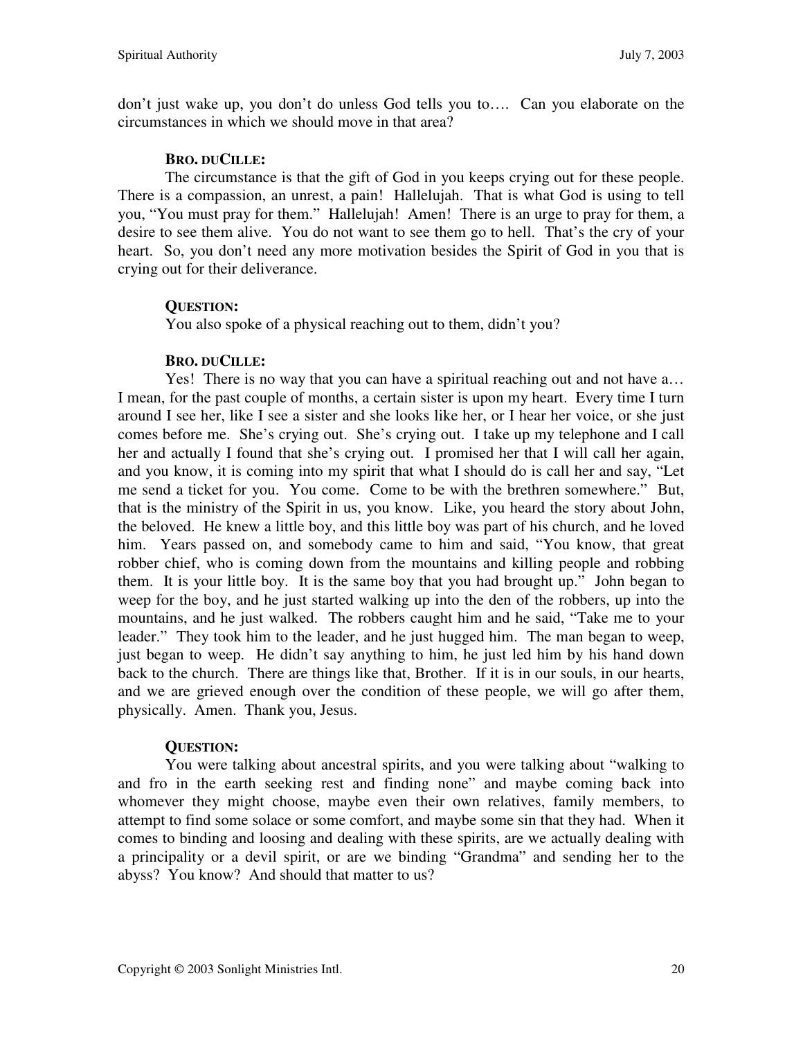don't just wake up, you don't do unless God tells you to…. Can you elaborate on the circumstances in which we should move in that area?

**BRO. DUCILLE:**

The circumstance is that the gift of God in you keeps crying out for these people. There is a compassion, an unrest, a pain! Hallelujah. That is what God is using to tell you, "You must pray for them." Hallelujah! Amen! There is an urge to pray for them, a desire to see them alive. You do not want to see them go to hell. That's the cry of your heart. So, you don't need any more motivation besides the Spirit of God in you that is crying out for their deliverance.

**QUESTION:**

You also spoke of a physical reaching out to them, didn't you?

**BRO. DUCILLE:**

Yes! There is no way that you can have a spiritual reaching out and not have a… I mean, for the past couple of months, a certain sister is upon my heart. Every time I turn around I see her, like I see a sister and she looks like her, or I hear her voice, or she just comes before me. She's crying out. She's crying out. I take up my telephone and I call her and actually I found that she's crying out. I promised her that I will call her again, and you know, it is coming into my spirit that what I should do is call her and say, "Let me send a ticket for you. You come. Come to be with the brethren somewhere." But, that is the ministry of the Spirit in us, you know. Like, you heard the story about John, the beloved. He knew a little boy, and this little boy was part of his church, and he loved him. Years passed on, and somebody came to him and said, "You know, that great robber chief, who is coming down from the mountains and killing people and robbing them. It is your little boy. It is the same boy that you had brought up." John began to weep for the boy, and he just started walking up into the den of the robbers, up into the mountains, and he just walked. The robbers caught him and he said, "Take me to your leader." They took him to the leader, and he just hugged him. The man began to weep, just began to weep. He didn't say anything to him, he just led him by his hand down back to the church. There are things like that, Brother. If it is in our souls, in our hearts, and we are grieved enough over the condition of these people, we will go after them, physically. Amen. Thank you, Jesus.

**QUESTION:**

You were talking about ancestral spirits, and you were talking about "walking to and fro in the earth seeking rest and finding none" and maybe coming back into whomever they might choose, maybe even their own relatives, family members, to attempt to find some solace or some comfort, and maybe some sin that they had. When it comes to binding and loosing and dealing with these spirits, are we actually dealing with a principality or a devil spirit, or are we binding "Grandma" and sending her to the abyss? You know? And should that matter to us?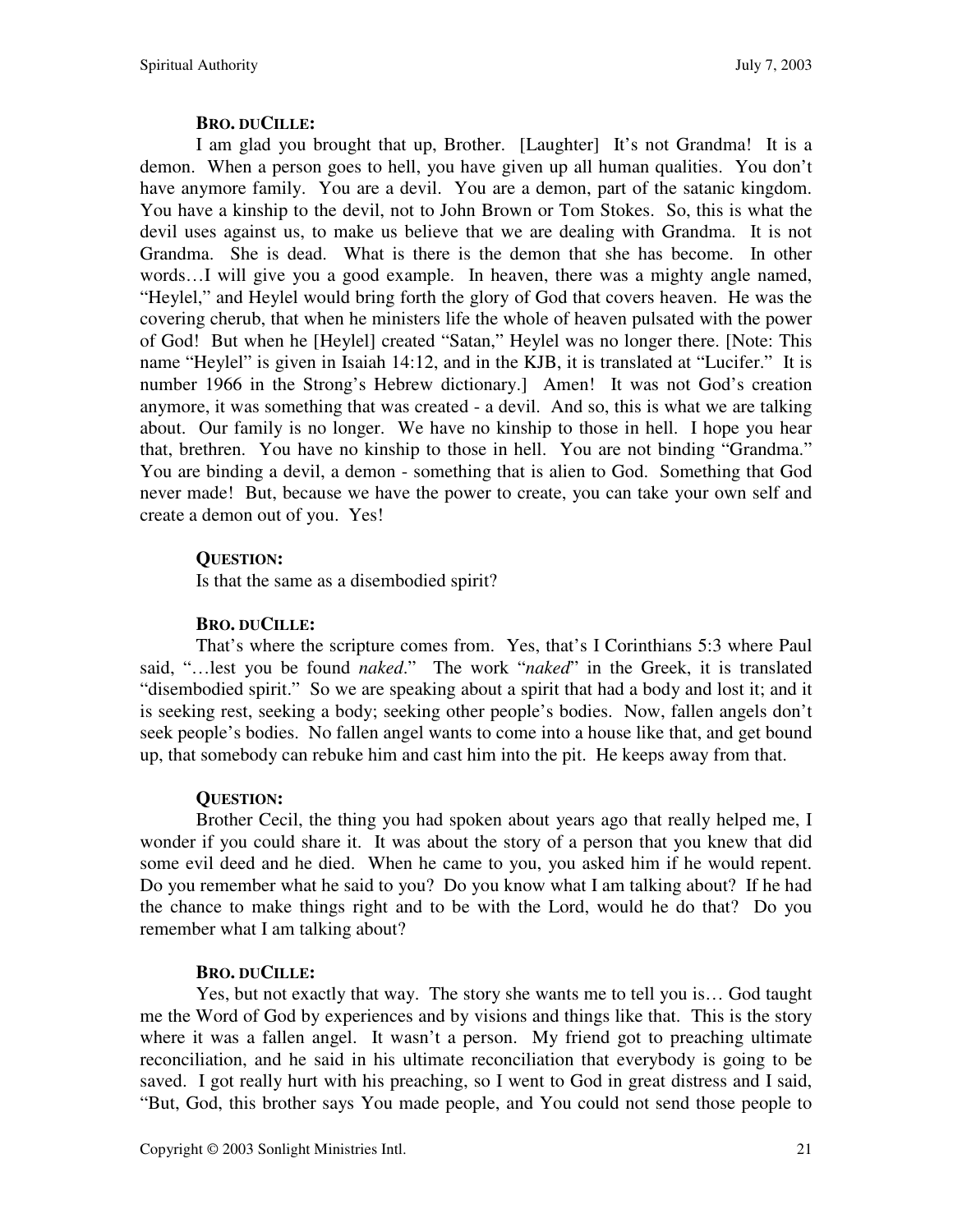**BRO. DUCILLE:**

I am glad you brought that up, Brother. [Laughter] It's not Grandma! It is a demon. When a person goes to hell, you have given up all human qualities. You don't have anymore family. You are a devil. You are a demon, part of the satanic kingdom. You have a kinship to the devil, not to John Brown or Tom Stokes. So, this is what the devil uses against us, to make us believe that we are dealing with Grandma. It is not Grandma. She is dead. What is there is the demon that she has become. In other words…I will give you a good example. In heaven, there was a mighty angle named, "Heylel," and Heylel would bring forth the glory of God that covers heaven. He was the covering cherub, that when he ministers life the whole of heaven pulsated with the power of God! But when he [Heylel] created "Satan," Heylel was no longer there. [Note: This name "Heylel" is given in Isaiah 14:12, and in the KJB, it is translated at "Lucifer." It is number 1966 in the Strong's Hebrew dictionary.] Amen! It was not God's creation anymore, it was something that was created - a devil. And so, this is what we are talking about. Our family is no longer. We have no kinship to those in hell. I hope you hear that, brethren. You have no kinship to those in hell. You are not binding "Grandma." You are binding a devil, a demon - something that is alien to God. Something that God never made! But, because we have the power to create, you can take your own self and create a demon out of you. Yes!

**QUESTION:**

Is that the same as a disembodied spirit?

**BRO. DUCILLE:**

That's where the scripture comes from. Yes, that's I Corinthians 5:3 where Paul said, "…lest you be found *naked*." The work "*naked*" in the Greek, it is translated "disembodied spirit." So we are speaking about a spirit that had a body and lost it; and it is seeking rest, seeking a body; seeking other people's bodies. Now, fallen angels don't seek people's bodies. No fallen angel wants to come into a house like that, and get bound up, that somebody can rebuke him and cast him into the pit. He keeps away from that.

**QUESTION:**

Brother Cecil, the thing you had spoken about years ago that really helped me, I wonder if you could share it. It was about the story of a person that you knew that did some evil deed and he died. When he came to you, you asked him if he would repent. Do you remember what he said to you? Do you know what I am talking about? If he had the chance to make things right and to be with the Lord, would he do that? Do you remember what I am talking about?

**BRO. DUCILLE:**

Yes, but not exactly that way. The story she wants me to tell you is… God taught me the Word of God by experiences and by visions and things like that. This is the story where it was a fallen angel. It wasn't a person. My friend got to preaching ultimate reconciliation, and he said in his ultimate reconciliation that everybody is going to be saved. I got really hurt with his preaching, so I went to God in great distress and I said, "But, God, this brother says You made people, and You could not send those people to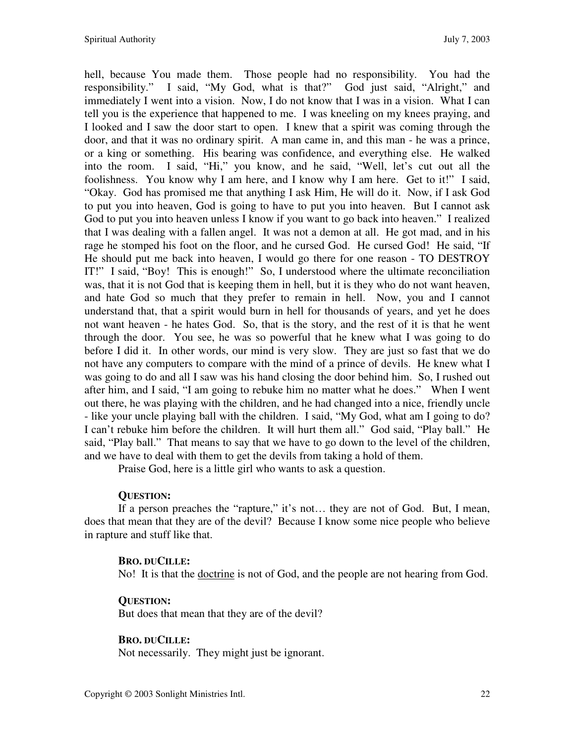hell, because You made them. Those people had no responsibility. You had the responsibility." I said, "My God, what is that?" God just said, "Alright," and immediately I went into a vision. Now, I do not know that I was in a vision. What I can tell you is the experience that happened to me. I was kneeling on my knees praying, and I looked and I saw the door start to open. I knew that a spirit was coming through the door, and that it was no ordinary spirit. A man came in, and this man - he was a prince, or a king or something. His bearing was confidence, and everything else. He walked into the room. I said, "Hi," you know, and he said, "Well, let's cut out all the foolishness. You know why I am here, and I know why I am here. Get to it!" I said, "Okay. God has promised me that anything I ask Him, He will do it. Now, if I ask God to put you into heaven, God is going to have to put you into heaven. But I cannot ask God to put you into heaven unless I know if you want to go back into heaven." I realized that I was dealing with a fallen angel. It was not a demon at all. He got mad, and in his rage he stomped his foot on the floor, and he cursed God. He cursed God! He said, "If He should put me back into heaven, I would go there for one reason - TO DESTROY IT!" I said, "Boy! This is enough!" So, I understood where the ultimate reconciliation was, that it is not God that is keeping them in hell, but it is they who do not want heaven, and hate God so much that they prefer to remain in hell. Now, you and I cannot understand that, that a spirit would burn in hell for thousands of years, and yet he does not want heaven - he hates God. So, that is the story, and the rest of it is that he went through the door. You see, he was so powerful that he knew what I was going to do before I did it. In other words, our mind is very slow. They are just so fast that we do not have any computers to compare with the mind of a prince of devils. He knew what I was going to do and all I saw was his hand closing the door behind him. So, I rushed out after him, and I said, "I am going to rebuke him no matter what he does." When I went out there, he was playing with the children, and he had changed into a nice, friendly uncle - like your uncle playing ball with the children. I said, "My God, what am I going to do? I can't rebuke him before the children. It will hurt them all." God said, "Play ball." He said, "Play ball." That means to say that we have to go down to the level of the children, and we have to deal with them to get the devils from taking a hold of them.

Praise God, here is a little girl who wants to ask a question.

**QUESTION:**

If a person preaches the "rapture," it's not… they are not of God. But, I mean, does that mean that they are of the devil? Because I know some nice people who believe in rapture and stuff like that.

**BRO. DUCILLE:**

No! It is that the doctrine is not of God, and the people are not hearing from God.

**QUESTION:**

But does that mean that they are of the devil?

**BRO. DUCILLE:**

Not necessarily. They might just be ignorant.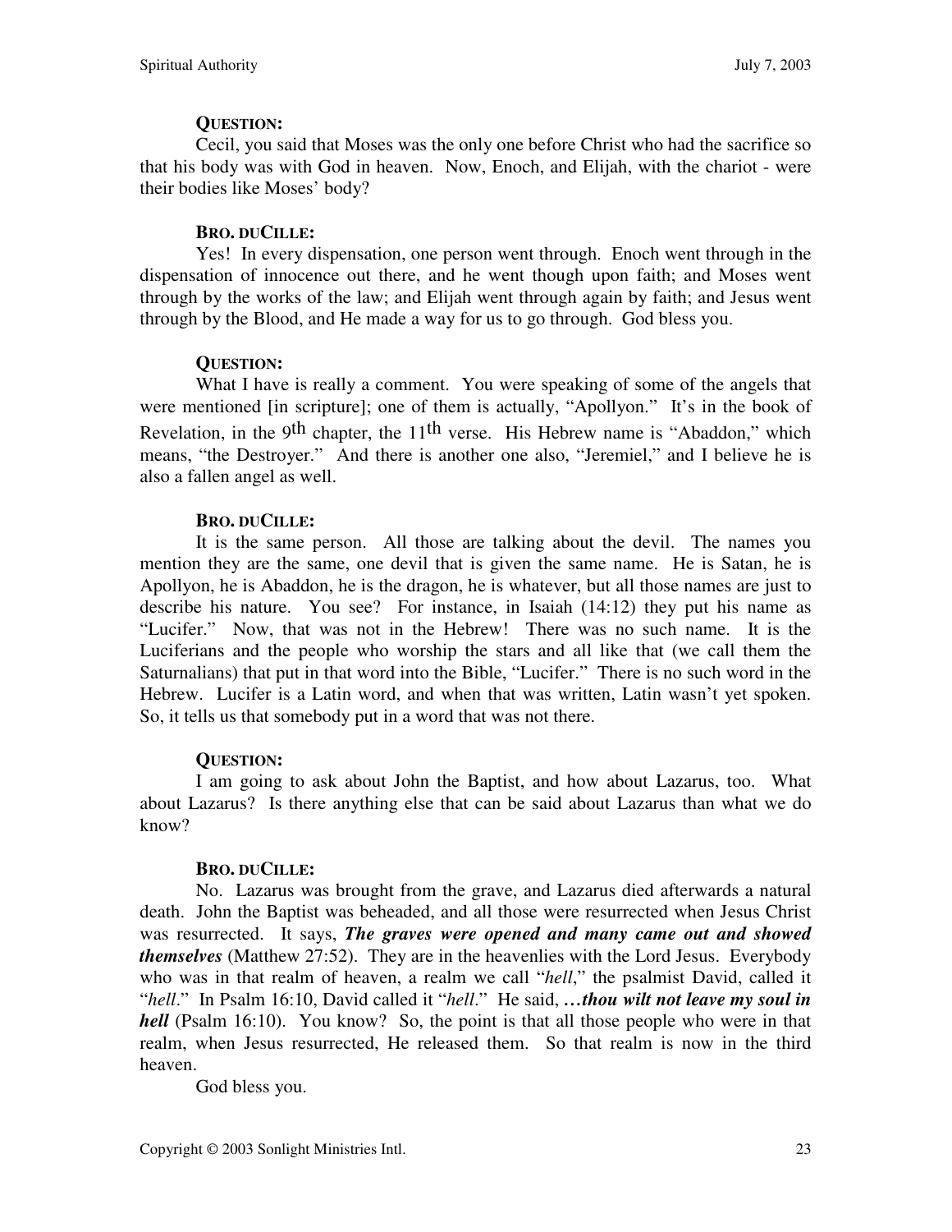**QUESTION:**

Cecil, you said that Moses was the only one before Christ who had the sacrifice so that his body was with God in heaven. Now, Enoch, and Elijah, with the chariot - were their bodies like Moses' body?

**BRO. DUCILLE:**

Yes! In every dispensation, one person went through. Enoch went through in the dispensation of innocence out there, and he went though upon faith; and Moses went through by the works of the law; and Elijah went through again by faith; and Jesus went through by the Blood, and He made a way for us to go through. God bless you.

**QUESTION:**

What I have is really a comment. You were speaking of some of the angels that were mentioned [in scripture]; one of them is actually, "Apollyon." It's in the book of Revelation, in the 9th chapter, the 11th verse. His Hebrew name is "Abaddon," which means, "the Destroyer." And there is another one also, "Jeremiel," and I believe he is also a fallen angel as well.

**BRO. DUCILLE:**

It is the same person. All those are talking about the devil. The names you mention they are the same, one devil that is given the same name. He is Satan, he is Apollyon, he is Abaddon, he is the dragon, he is whatever, but all those names are just to describe his nature. You see? For instance, in Isaiah (14:12) they put his name as "Lucifer." Now, that was not in the Hebrew! There was no such name. It is the Luciferians and the people who worship the stars and all like that (we call them the Saturnalians) that put in that word into the Bible, "Lucifer." There is no such word in the Hebrew. Lucifer is a Latin word, and when that was written, Latin wasn't yet spoken. So, it tells us that somebody put in a word that was not there.

**QUESTION:**

I am going to ask about John the Baptist, and how about Lazarus, too. What about Lazarus? Is there anything else that can be said about Lazarus than what we do know?

**BRO. DUCILLE:**

No. Lazarus was brought from the grave, and Lazarus died afterwards a natural death. John the Baptist was beheaded, and all those were resurrected when Jesus Christ was resurrected. It says, ***The graves were opened and many came out and showed themselves*** (Matthew 27:52). They are in the heavenlies with the Lord Jesus. Everybody who was in that realm of heaven, a realm we call "*hell*," the psalmist David, called it "*hell*." In Psalm 16:10, David called it "*hell*." He said, ***…thou wilt not leave my soul in hell*** (Psalm 16:10). You know? So, the point is that all those people who were in that realm, when Jesus resurrected, He released them. So that realm is now in the third heaven.

God bless you.